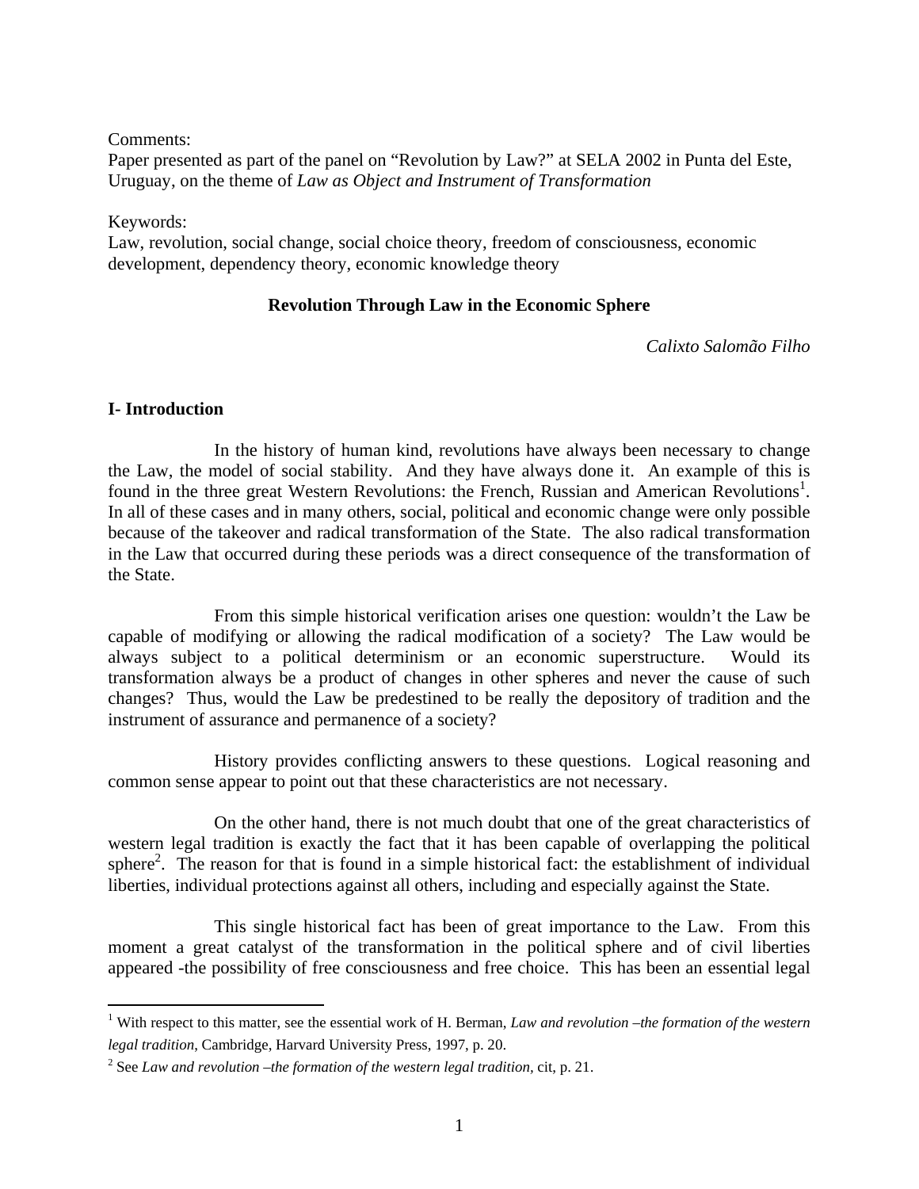Comments:
Paper presented as part of the panel on "Revolution by Law?" at SELA 2002 in Punta del Este, Uruguay, on the theme of *Law as Object and Instrument of Transformation*

Keywords:
Law, revolution, social change, social choice theory, freedom of consciousness, economic development, dependency theory, economic knowledge theory

**Revolution Through Law in the Economic Sphere**

*Calixto Salomão Filho*

## I- Introduction

In the history of human kind, revolutions have always been necessary to change the Law, the model of social stability. And they have always done it. An example of this is found in the three great Western Revolutions: the French, Russian and American Revolutions[1]. In all of these cases and in many others, social, political and economic change were only possible because of the takeover and radical transformation of the State. The also radical transformation in the Law that occurred during these periods was a direct consequence of the transformation of the State.

From this simple historical verification arises one question: wouldn't the Law be capable of modifying or allowing the radical modification of a society? The Law would be always subject to a political determinism or an economic superstructure. Would its transformation always be a product of changes in other spheres and never the cause of such changes? Thus, would the Law be predestined to be really the depository of tradition and the instrument of assurance and permanence of a society?

History provides conflicting answers to these questions. Logical reasoning and common sense appear to point out that these characteristics are not necessary.

On the other hand, there is not much doubt that one of the great characteristics of western legal tradition is exactly the fact that it has been capable of overlapping the political sphere[2]. The reason for that is found in a simple historical fact: the establishment of individual liberties, individual protections against all others, including and especially against the State.

This single historical fact has been of great importance to the Law. From this moment a great catalyst of the transformation in the political sphere and of civil liberties appeared -the possibility of free consciousness and free choice. This has been an essential legal

---

[1] With respect to this matter, see the essential work of H. Berman, *Law and revolution –the formation of the western legal tradition*, Cambridge, Harvard University Press, 1997, p. 20.

[2] See *Law and revolution –the formation of the western legal tradition*, cit, p. 21.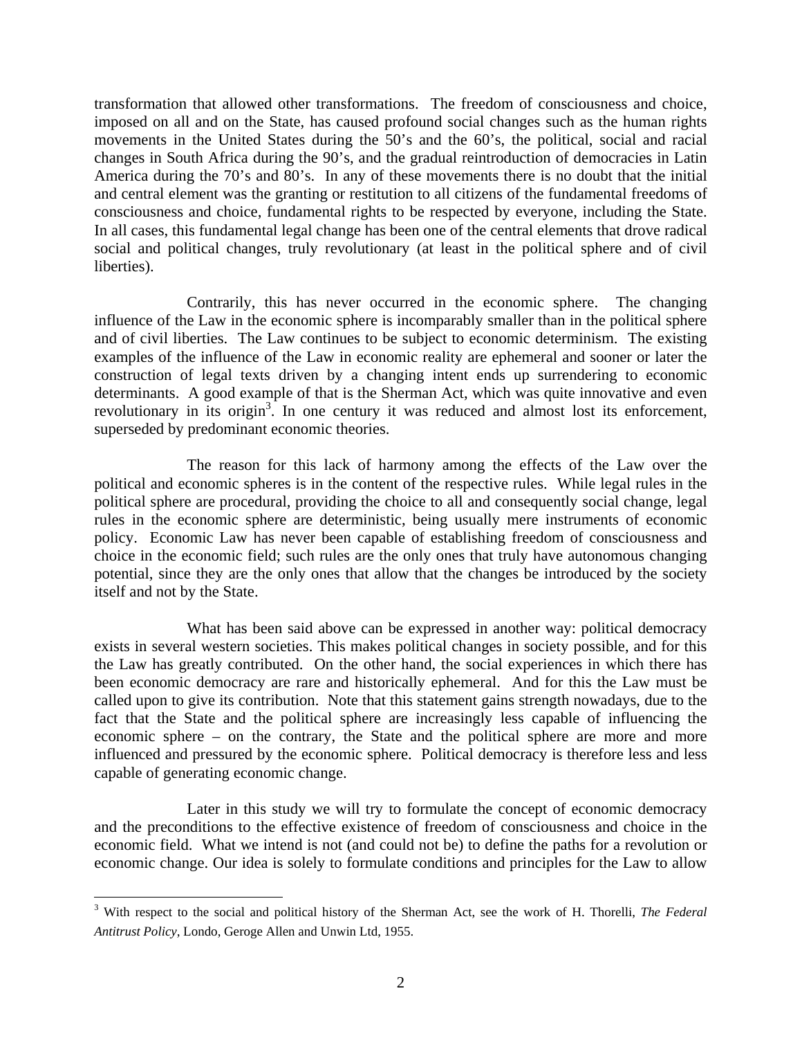transformation that allowed other transformations. The freedom of consciousness and choice, imposed on all and on the State, has caused profound social changes such as the human rights movements in the United States during the 50's and the 60's, the political, social and racial changes in South Africa during the 90's, and the gradual reintroduction of democracies in Latin America during the 70's and 80's. In any of these movements there is no doubt that the initial and central element was the granting or restitution to all citizens of the fundamental freedoms of consciousness and choice, fundamental rights to be respected by everyone, including the State. In all cases, this fundamental legal change has been one of the central elements that drove radical social and political changes, truly revolutionary (at least in the political sphere and of civil liberties).

Contrarily, this has never occurred in the economic sphere. The changing influence of the Law in the economic sphere is incomparably smaller than in the political sphere and of civil liberties. The Law continues to be subject to economic determinism. The existing examples of the influence of the Law in economic reality are ephemeral and sooner or later the construction of legal texts driven by a changing intent ends up surrendering to economic determinants. A good example of that is the Sherman Act, which was quite innovative and even revolutionary in its origin[3]. In one century it was reduced and almost lost its enforcement, superseded by predominant economic theories.

The reason for this lack of harmony among the effects of the Law over the political and economic spheres is in the content of the respective rules. While legal rules in the political sphere are procedural, providing the choice to all and consequently social change, legal rules in the economic sphere are deterministic, being usually mere instruments of economic policy. Economic Law has never been capable of establishing freedom of consciousness and choice in the economic field; such rules are the only ones that truly have autonomous changing potential, since they are the only ones that allow that the changes be introduced by the society itself and not by the State.

What has been said above can be expressed in another way: political democracy exists in several western societies. This makes political changes in society possible, and for this the Law has greatly contributed. On the other hand, the social experiences in which there has been economic democracy are rare and historically ephemeral. And for this the Law must be called upon to give its contribution. Note that this statement gains strength nowadays, due to the fact that the State and the political sphere are increasingly less capable of influencing the economic sphere – on the contrary, the State and the political sphere are more and more influenced and pressured by the economic sphere. Political democracy is therefore less and less capable of generating economic change.

Later in this study we will try to formulate the concept of economic democracy and the preconditions to the effective existence of freedom of consciousness and choice in the economic field. What we intend is not (and could not be) to define the paths for a revolution or economic change. Our idea is solely to formulate conditions and principles for the Law to allow

---

[3] With respect to the social and political history of the Sherman Act, see the work of H. Thorelli, *The Federal Antitrust Policy*, Londo, Geroge Allen and Unwin Ltd, 1955.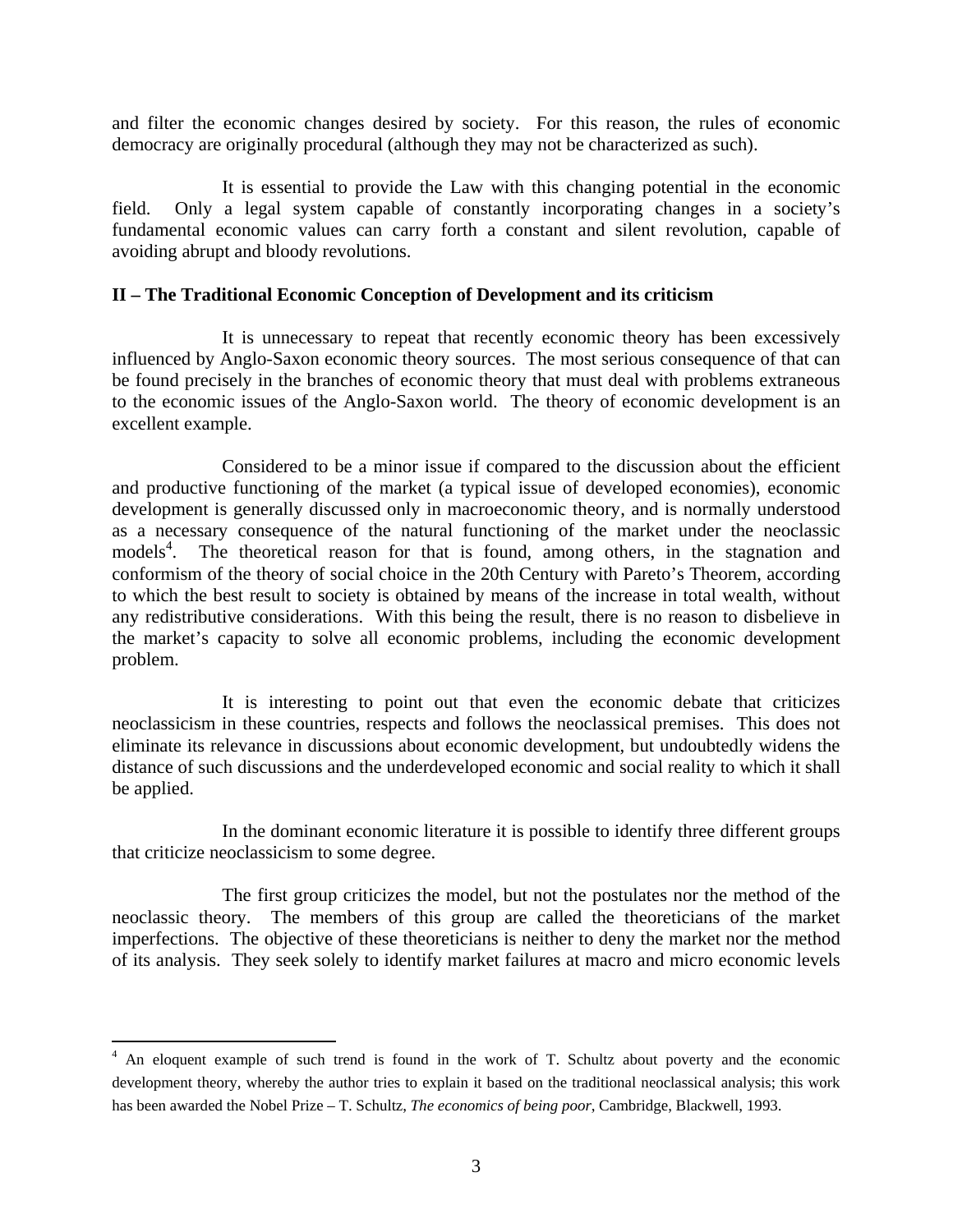and filter the economic changes desired by society. For this reason, the rules of economic democracy are originally procedural (although they may not be characterized as such).

It is essential to provide the Law with this changing potential in the economic field. Only a legal system capable of constantly incorporating changes in a society's fundamental economic values can carry forth a constant and silent revolution, capable of avoiding abrupt and bloody revolutions.

## II – The Traditional Economic Conception of Development and its criticism

It is unnecessary to repeat that recently economic theory has been excessively influenced by Anglo-Saxon economic theory sources. The most serious consequence of that can be found precisely in the branches of economic theory that must deal with problems extraneous to the economic issues of the Anglo-Saxon world. The theory of economic development is an excellent example.

Considered to be a minor issue if compared to the discussion about the efficient and productive functioning of the market (a typical issue of developed economies), economic development is generally discussed only in macroeconomic theory, and is normally understood as a necessary consequence of the natural functioning of the market under the neoclassic models[4]. The theoretical reason for that is found, among others, in the stagnation and conformism of the theory of social choice in the 20th Century with Pareto's Theorem, according to which the best result to society is obtained by means of the increase in total wealth, without any redistributive considerations. With this being the result, there is no reason to disbelieve in the market's capacity to solve all economic problems, including the economic development problem.

It is interesting to point out that even the economic debate that criticizes neoclassicism in these countries, respects and follows the neoclassical premises. This does not eliminate its relevance in discussions about economic development, but undoubtedly widens the distance of such discussions and the underdeveloped economic and social reality to which it shall be applied.

In the dominant economic literature it is possible to identify three different groups that criticize neoclassicism to some degree.

The first group criticizes the model, but not the postulates nor the method of the neoclassic theory. The members of this group are called the theoreticians of the market imperfections. The objective of these theoreticians is neither to deny the market nor the method of its analysis. They seek solely to identify market failures at macro and micro economic levels

---

[4] An eloquent example of such trend is found in the work of T. Schultz about poverty and the economic development theory, whereby the author tries to explain it based on the traditional neoclassical analysis; this work has been awarded the Nobel Prize – T. Schultz, *The economics of being poor*, Cambridge, Blackwell, 1993.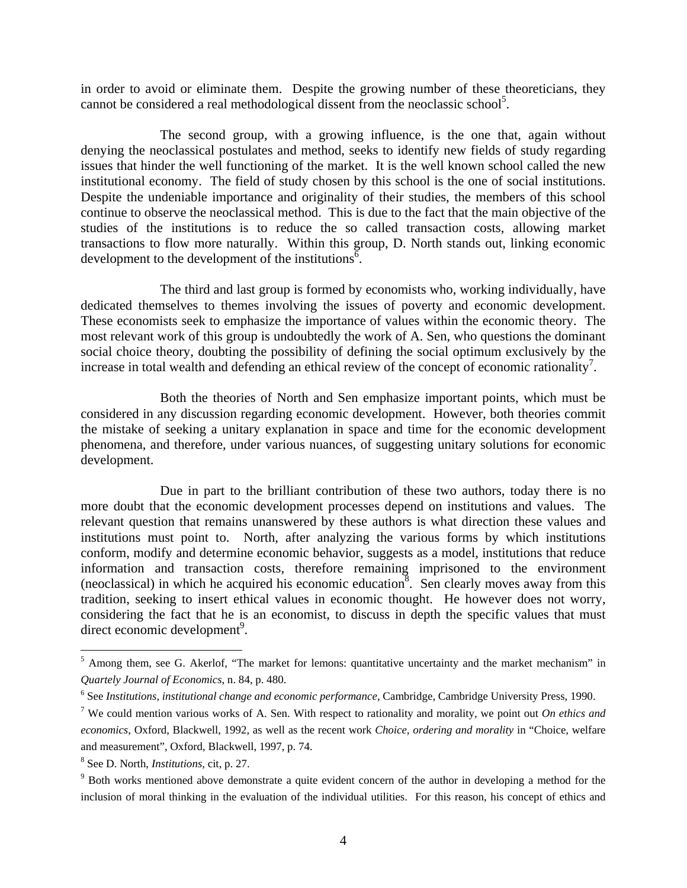in order to avoid or eliminate them. Despite the growing number of these theoreticians, they cannot be considered a real methodological dissent from the neoclassic school[5].

The second group, with a growing influence, is the one that, again without denying the neoclassical postulates and method, seeks to identify new fields of study regarding issues that hinder the well functioning of the market. It is the well known school called the new institutional economy. The field of study chosen by this school is the one of social institutions. Despite the undeniable importance and originality of their studies, the members of this school continue to observe the neoclassical method. This is due to the fact that the main objective of the studies of the institutions is to reduce the so called transaction costs, allowing market transactions to flow more naturally. Within this group, D. North stands out, linking economic development to the development of the institutions[6].

The third and last group is formed by economists who, working individually, have dedicated themselves to themes involving the issues of poverty and economic development. These economists seek to emphasize the importance of values within the economic theory. The most relevant work of this group is undoubtedly the work of A. Sen, who questions the dominant social choice theory, doubting the possibility of defining the social optimum exclusively by the increase in total wealth and defending an ethical review of the concept of economic rationality[7].

Both the theories of North and Sen emphasize important points, which must be considered in any discussion regarding economic development. However, both theories commit the mistake of seeking a unitary explanation in space and time for the economic development phenomena, and therefore, under various nuances, of suggesting unitary solutions for economic development.

Due in part to the brilliant contribution of these two authors, today there is no more doubt that the economic development processes depend on institutions and values. The relevant question that remains unanswered by these authors is what direction these values and institutions must point to. North, after analyzing the various forms by which institutions conform, modify and determine economic behavior, suggests as a model, institutions that reduce information and transaction costs, therefore remaining imprisoned to the environment (neoclassical) in which he acquired his economic education[8]. Sen clearly moves away from this tradition, seeking to insert ethical values in economic thought. He however does not worry, considering the fact that he is an economist, to discuss in depth the specific values that must direct economic development[9].

---

[5] Among them, see G. Akerlof, "The market for lemons: quantitative uncertainty and the market mechanism" in *Quartely Journal of Economics*, n. 84, p. 480.

[6] See *Institutions, institutional change and economic performance*, Cambridge, Cambridge University Press, 1990.

[7] We could mention various works of A. Sen. With respect to rationality and morality, we point out *On ethics and economics*, Oxford, Blackwell, 1992, as well as the recent work *Choice, ordering and morality* in "Choice, welfare and measurement", Oxford, Blackwell, 1997, p. 74.

[8] See D. North, *Institutions*, cit, p. 27.

[9] Both works mentioned above demonstrate a quite evident concern of the author in developing a method for the inclusion of moral thinking in the evaluation of the individual utilities. For this reason, his concept of ethics and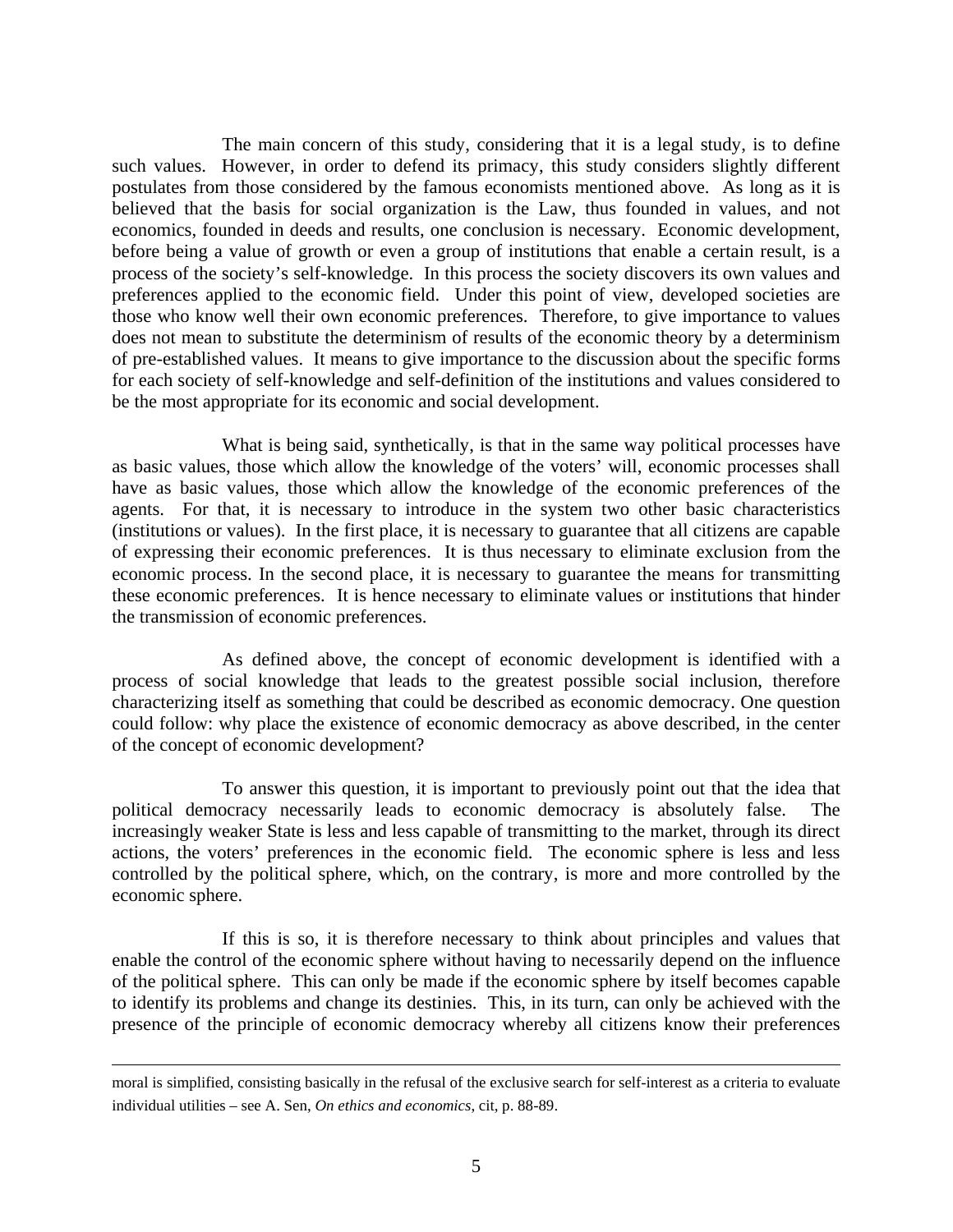The main concern of this study, considering that it is a legal study, is to define such values. However, in order to defend its primacy, this study considers slightly different postulates from those considered by the famous economists mentioned above. As long as it is believed that the basis for social organization is the Law, thus founded in values, and not economics, founded in deeds and results, one conclusion is necessary. Economic development, before being a value of growth or even a group of institutions that enable a certain result, is a process of the society's self-knowledge. In this process the society discovers its own values and preferences applied to the economic field. Under this point of view, developed societies are those who know well their own economic preferences. Therefore, to give importance to values does not mean to substitute the determinism of results of the economic theory by a determinism of pre-established values. It means to give importance to the discussion about the specific forms for each society of self-knowledge and self-definition of the institutions and values considered to be the most appropriate for its economic and social development.

What is being said, synthetically, is that in the same way political processes have as basic values, those which allow the knowledge of the voters' will, economic processes shall have as basic values, those which allow the knowledge of the economic preferences of the agents. For that, it is necessary to introduce in the system two other basic characteristics (institutions or values). In the first place, it is necessary to guarantee that all citizens are capable of expressing their economic preferences. It is thus necessary to eliminate exclusion from the economic process. In the second place, it is necessary to guarantee the means for transmitting these economic preferences. It is hence necessary to eliminate values or institutions that hinder the transmission of economic preferences.

As defined above, the concept of economic development is identified with a process of social knowledge that leads to the greatest possible social inclusion, therefore characterizing itself as something that could be described as economic democracy. One question could follow: why place the existence of economic democracy as above described, in the center of the concept of economic development?

To answer this question, it is important to previously point out that the idea that political democracy necessarily leads to economic democracy is absolutely false. The increasingly weaker State is less and less capable of transmitting to the market, through its direct actions, the voters' preferences in the economic field. The economic sphere is less and less controlled by the political sphere, which, on the contrary, is more and more controlled by the economic sphere.

If this is so, it is therefore necessary to think about principles and values that enable the control of the economic sphere without having to necessarily depend on the influence of the political sphere. This can only be made if the economic sphere by itself becomes capable to identify its problems and change its destinies. This, in its turn, can only be achieved with the presence of the principle of economic democracy whereby all citizens know their preferences

---

moral is simplified, consisting basically in the refusal of the exclusive search for self-interest as a criteria to evaluate individual utilities – see A. Sen, *On ethics and economics*, cit, p. 88-89.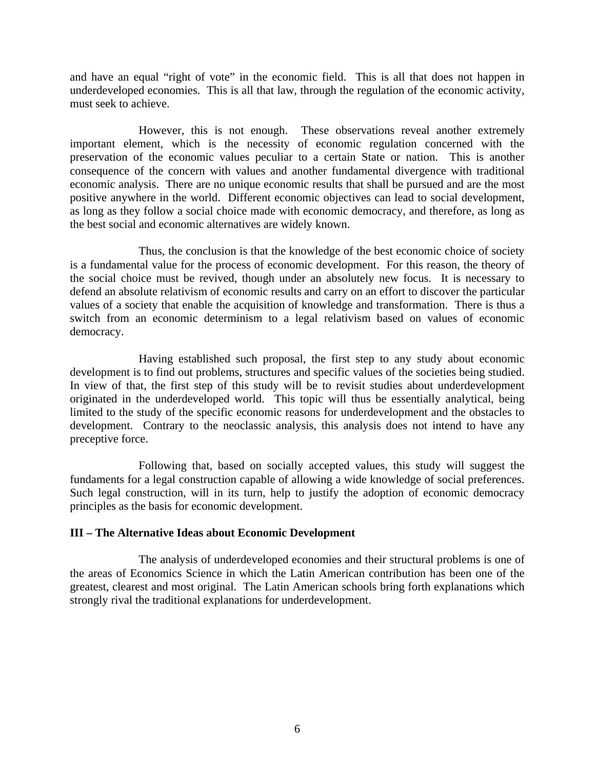and have an equal "right of vote" in the economic field. This is all that does not happen in underdeveloped economies. This is all that law, through the regulation of the economic activity, must seek to achieve.

However, this is not enough. These observations reveal another extremely important element, which is the necessity of economic regulation concerned with the preservation of the economic values peculiar to a certain State or nation. This is another consequence of the concern with values and another fundamental divergence with traditional economic analysis. There are no unique economic results that shall be pursued and are the most positive anywhere in the world. Different economic objectives can lead to social development, as long as they follow a social choice made with economic democracy, and therefore, as long as the best social and economic alternatives are widely known.

Thus, the conclusion is that the knowledge of the best economic choice of society is a fundamental value for the process of economic development. For this reason, the theory of the social choice must be revived, though under an absolutely new focus. It is necessary to defend an absolute relativism of economic results and carry on an effort to discover the particular values of a society that enable the acquisition of knowledge and transformation. There is thus a switch from an economic determinism to a legal relativism based on values of economic democracy.

Having established such proposal, the first step to any study about economic development is to find out problems, structures and specific values of the societies being studied. In view of that, the first step of this study will be to revisit studies about underdevelopment originated in the underdeveloped world. This topic will thus be essentially analytical, being limited to the study of the specific economic reasons for underdevelopment and the obstacles to development. Contrary to the neoclassic analysis, this analysis does not intend to have any preceptive force.

Following that, based on socially accepted values, this study will suggest the fundaments for a legal construction capable of allowing a wide knowledge of social preferences. Such legal construction, will in its turn, help to justify the adoption of economic democracy principles as the basis for economic development.

## III – The Alternative Ideas about Economic Development

The analysis of underdeveloped economies and their structural problems is one of the areas of Economics Science in which the Latin American contribution has been one of the greatest, clearest and most original. The Latin American schools bring forth explanations which strongly rival the traditional explanations for underdevelopment.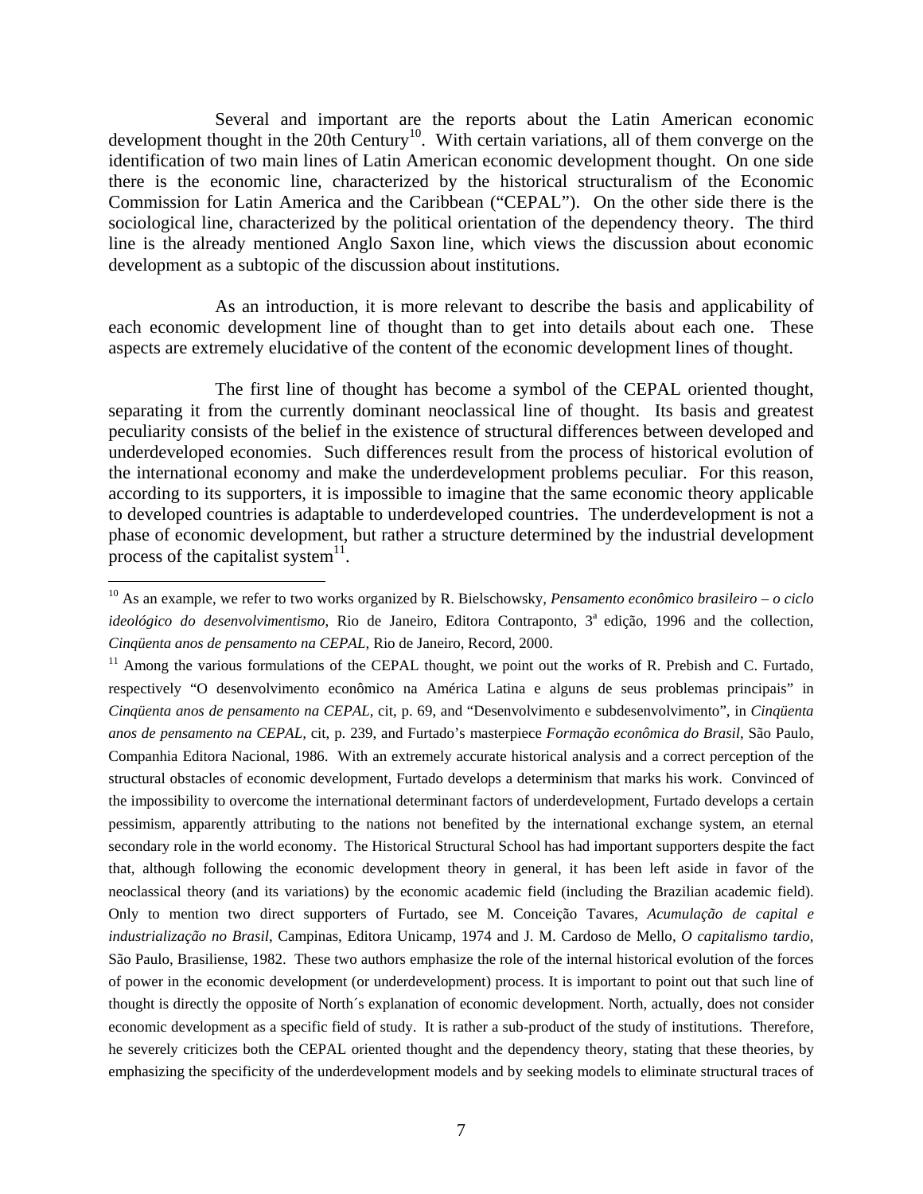Several and important are the reports about the Latin American economic development thought in the 20th Century[10]. With certain variations, all of them converge on the identification of two main lines of Latin American economic development thought. On one side there is the economic line, characterized by the historical structuralism of the Economic Commission for Latin America and the Caribbean ("CEPAL"). On the other side there is the sociological line, characterized by the political orientation of the dependency theory. The third line is the already mentioned Anglo Saxon line, which views the discussion about economic development as a subtopic of the discussion about institutions.

As an introduction, it is more relevant to describe the basis and applicability of each economic development line of thought than to get into details about each one. These aspects are extremely elucidative of the content of the economic development lines of thought.

The first line of thought has become a symbol of the CEPAL oriented thought, separating it from the currently dominant neoclassical line of thought. Its basis and greatest peculiarity consists of the belief in the existence of structural differences between developed and underdeveloped economies. Such differences result from the process of historical evolution of the international economy and make the underdevelopment problems peculiar. For this reason, according to its supporters, it is impossible to imagine that the same economic theory applicable to developed countries is adaptable to underdeveloped countries. The underdevelopment is not a phase of economic development, but rather a structure determined by the industrial development process of the capitalist system[11].

---

[10] As an example, we refer to two works organized by R. Bielschowsky, *Pensamento econômico brasileiro – o ciclo ideológico do desenvolvimentismo*, Rio de Janeiro, Editora Contraponto, 3ª edição, 1996 and the collection, *Cinqüenta anos de pensamento na CEPAL*, Rio de Janeiro, Record, 2000.

[11] Among the various formulations of the CEPAL thought, we point out the works of R. Prebish and C. Furtado, respectively "O desenvolvimento econômico na América Latina e alguns de seus problemas principais" in *Cinqüenta anos de pensamento na CEPAL*, cit, p. 69, and "Desenvolvimento e subdesenvolvimento", in *Cinqüenta anos de pensamento na CEPAL*, cit, p. 239, and Furtado's masterpiece *Formação econômica do Brasil*, São Paulo, Companhia Editora Nacional, 1986. With an extremely accurate historical analysis and a correct perception of the structural obstacles of economic development, Furtado develops a determinism that marks his work. Convinced of the impossibility to overcome the international determinant factors of underdevelopment, Furtado develops a certain pessimism, apparently attributing to the nations not benefited by the international exchange system, an eternal secondary role in the world economy. The Historical Structural School has had important supporters despite the fact that, although following the economic development theory in general, it has been left aside in favor of the neoclassical theory (and its variations) by the economic academic field (including the Brazilian academic field). Only to mention two direct supporters of Furtado, see M. Conceição Tavares, *Acumulação de capital e industrialização no Brasil*, Campinas, Editora Unicamp, 1974 and J. M. Cardoso de Mello, *O capitalismo tardio*, São Paulo, Brasiliense, 1982. These two authors emphasize the role of the internal historical evolution of the forces of power in the economic development (or underdevelopment) process. It is important to point out that such line of thought is directly the opposite of North´s explanation of economic development. North, actually, does not consider economic development as a specific field of study. It is rather a sub-product of the study of institutions. Therefore, he severely criticizes both the CEPAL oriented thought and the dependency theory, stating that these theories, by emphasizing the specificity of the underdevelopment models and by seeking models to eliminate structural traces of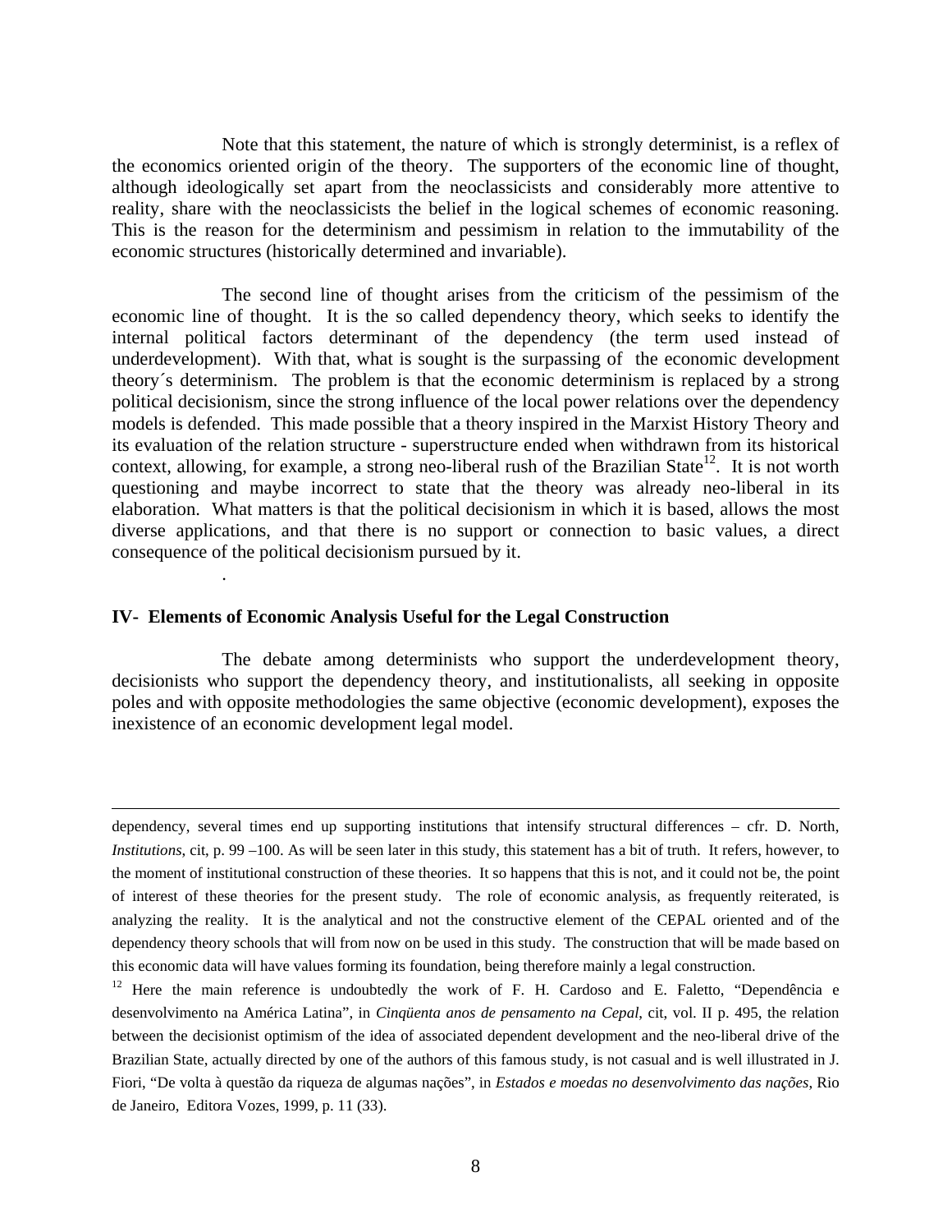Note that this statement, the nature of which is strongly determinist, is a reflex of the economics oriented origin of the theory. The supporters of the economic line of thought, although ideologically set apart from the neoclassicists and considerably more attentive to reality, share with the neoclassicists the belief in the logical schemes of economic reasoning. This is the reason for the determinism and pessimism in relation to the immutability of the economic structures (historically determined and invariable).

The second line of thought arises from the criticism of the pessimism of the economic line of thought. It is the so called dependency theory, which seeks to identify the internal political factors determinant of the dependency (the term used instead of underdevelopment). With that, what is sought is the surpassing of the economic development theory´s determinism. The problem is that the economic determinism is replaced by a strong political decisionism, since the strong influence of the local power relations over the dependency models is defended. This made possible that a theory inspired in the Marxist History Theory and its evaluation of the relation structure - superstructure ended when withdrawn from its historical context, allowing, for example, a strong neo-liberal rush of the Brazilian State[12]. It is not worth questioning and maybe incorrect to state that the theory was already neo-liberal in its elaboration. What matters is that the political decisionism in which it is based, allows the most diverse applications, and that there is no support or connection to basic values, a direct consequence of the political decisionism pursued by it.

.

## IV- Elements of Economic Analysis Useful for the Legal Construction

The debate among determinists who support the underdevelopment theory, decisionists who support the dependency theory, and institutionalists, all seeking in opposite poles and with opposite methodologies the same objective (economic development), exposes the inexistence of an economic development legal model.

---

dependency, several times end up supporting institutions that intensify structural differences – cfr. D. North, *Institutions*, cit, p. 99 –100. As will be seen later in this study, this statement has a bit of truth. It refers, however, to the moment of institutional construction of these theories. It so happens that this is not, and it could not be, the point of interest of these theories for the present study. The role of economic analysis, as frequently reiterated, is analyzing the reality. It is the analytical and not the constructive element of the CEPAL oriented and of the dependency theory schools that will from now on be used in this study. The construction that will be made based on this economic data will have values forming its foundation, being therefore mainly a legal construction.

[12] Here the main reference is undoubtedly the work of F. H. Cardoso and E. Faletto, "Dependência e desenvolvimento na América Latina", in *Cinqüenta anos de pensamento na Cepal*, cit, vol. II p. 495, the relation between the decisionist optimism of the idea of associated dependent development and the neo-liberal drive of the Brazilian State, actually directed by one of the authors of this famous study, is not casual and is well illustrated in J. Fiori, "De volta à questão da riqueza de algumas nações", in *Estados e moedas no desenvolvimento das nações*, Rio de Janeiro, Editora Vozes, 1999, p. 11 (33).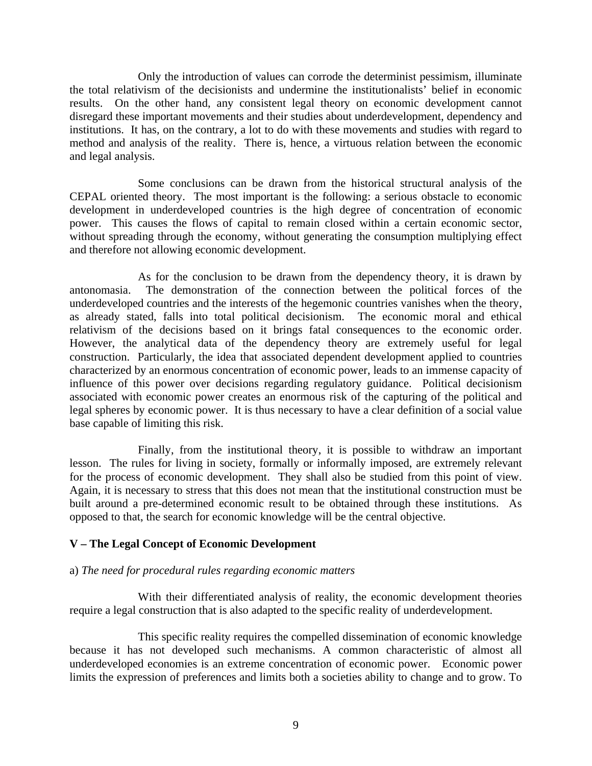Only the introduction of values can corrode the determinist pessimism, illuminate the total relativism of the decisionists and undermine the institutionalists' belief in economic results. On the other hand, any consistent legal theory on economic development cannot disregard these important movements and their studies about underdevelopment, dependency and institutions. It has, on the contrary, a lot to do with these movements and studies with regard to method and analysis of the reality. There is, hence, a virtuous relation between the economic and legal analysis.

Some conclusions can be drawn from the historical structural analysis of the CEPAL oriented theory. The most important is the following: a serious obstacle to economic development in underdeveloped countries is the high degree of concentration of economic power. This causes the flows of capital to remain closed within a certain economic sector, without spreading through the economy, without generating the consumption multiplying effect and therefore not allowing economic development.

As for the conclusion to be drawn from the dependency theory, it is drawn by antonomasia. The demonstration of the connection between the political forces of the underdeveloped countries and the interests of the hegemonic countries vanishes when the theory, as already stated, falls into total political decisionism. The economic moral and ethical relativism of the decisions based on it brings fatal consequences to the economic order. However, the analytical data of the dependency theory are extremely useful for legal construction. Particularly, the idea that associated dependent development applied to countries characterized by an enormous concentration of economic power, leads to an immense capacity of influence of this power over decisions regarding regulatory guidance. Political decisionism associated with economic power creates an enormous risk of the capturing of the political and legal spheres by economic power. It is thus necessary to have a clear definition of a social value base capable of limiting this risk.

Finally, from the institutional theory, it is possible to withdraw an important lesson. The rules for living in society, formally or informally imposed, are extremely relevant for the process of economic development. They shall also be studied from this point of view. Again, it is necessary to stress that this does not mean that the institutional construction must be built around a pre-determined economic result to be obtained through these institutions. As opposed to that, the search for economic knowledge will be the central objective.

## V – The Legal Concept of Economic Development

a) *The need for procedural rules regarding economic matters*

With their differentiated analysis of reality, the economic development theories require a legal construction that is also adapted to the specific reality of underdevelopment.

This specific reality requires the compelled dissemination of economic knowledge because it has not developed such mechanisms. A common characteristic of almost all underdeveloped economies is an extreme concentration of economic power. Economic power limits the expression of preferences and limits both a societies ability to change and to grow. To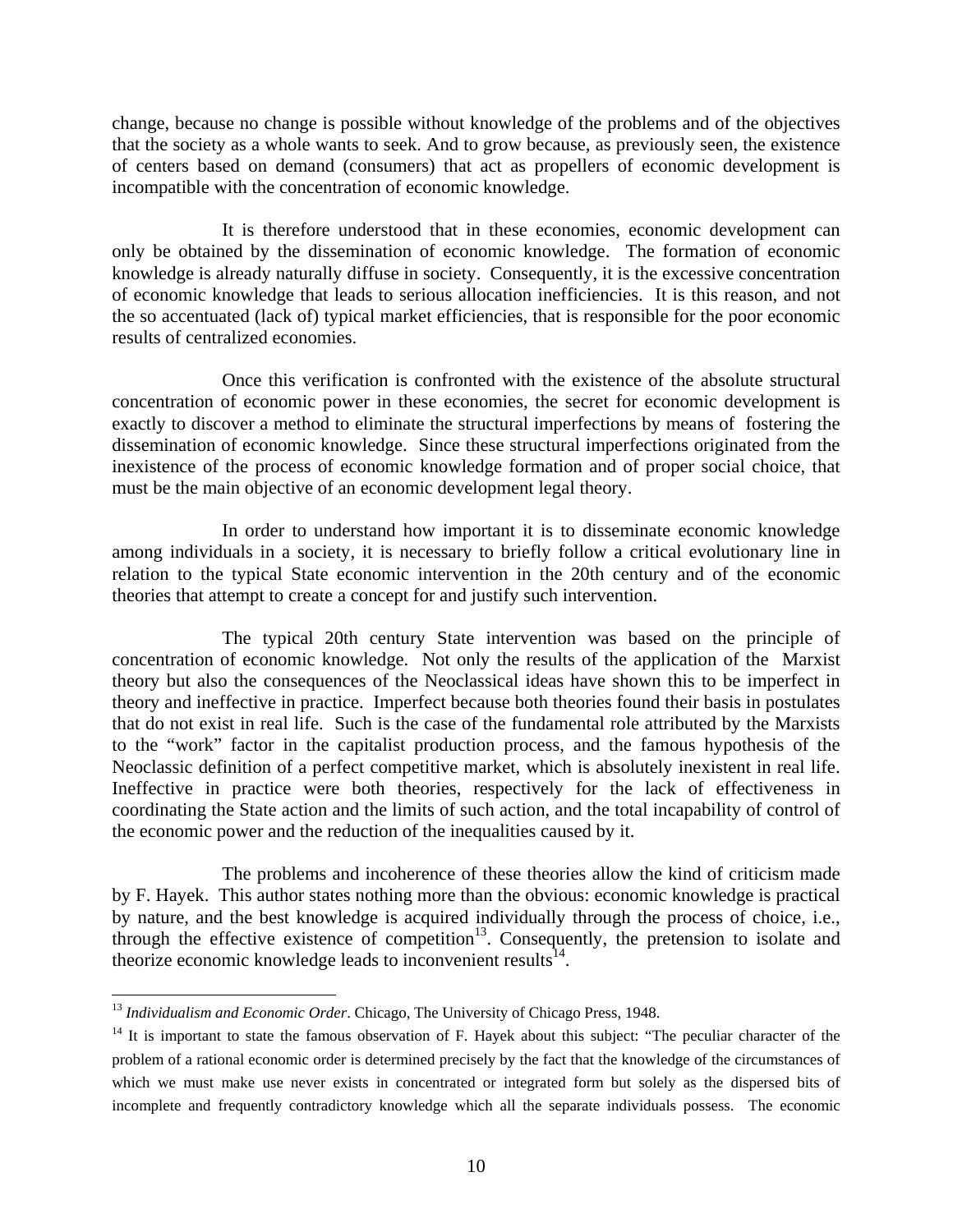change, because no change is possible without knowledge of the problems and of the objectives that the society as a whole wants to seek. And to grow because, as previously seen, the existence of centers based on demand (consumers) that act as propellers of economic development is incompatible with the concentration of economic knowledge.

It is therefore understood that in these economies, economic development can only be obtained by the dissemination of economic knowledge. The formation of economic knowledge is already naturally diffuse in society. Consequently, it is the excessive concentration of economic knowledge that leads to serious allocation inefficiencies. It is this reason, and not the so accentuated (lack of) typical market efficiencies, that is responsible for the poor economic results of centralized economies.

Once this verification is confronted with the existence of the absolute structural concentration of economic power in these economies, the secret for economic development is exactly to discover a method to eliminate the structural imperfections by means of fostering the dissemination of economic knowledge. Since these structural imperfections originated from the inexistence of the process of economic knowledge formation and of proper social choice, that must be the main objective of an economic development legal theory.

In order to understand how important it is to disseminate economic knowledge among individuals in a society, it is necessary to briefly follow a critical evolutionary line in relation to the typical State economic intervention in the 20th century and of the economic theories that attempt to create a concept for and justify such intervention.

The typical 20th century State intervention was based on the principle of concentration of economic knowledge. Not only the results of the application of the Marxist theory but also the consequences of the Neoclassical ideas have shown this to be imperfect in theory and ineffective in practice. Imperfect because both theories found their basis in postulates that do not exist in real life. Such is the case of the fundamental role attributed by the Marxists to the "work" factor in the capitalist production process, and the famous hypothesis of the Neoclassic definition of a perfect competitive market, which is absolutely inexistent in real life. Ineffective in practice were both theories, respectively for the lack of effectiveness in coordinating the State action and the limits of such action, and the total incapability of control of the economic power and the reduction of the inequalities caused by it.

The problems and incoherence of these theories allow the kind of criticism made by F. Hayek. This author states nothing more than the obvious: economic knowledge is practical by nature, and the best knowledge is acquired individually through the process of choice, i.e., through the effective existence of competition[13]. Consequently, the pretension to isolate and theorize economic knowledge leads to inconvenient results[14].

---

[13] *Individualism and Economic Order*. Chicago, The University of Chicago Press, 1948.

[14] It is important to state the famous observation of F. Hayek about this subject: "The peculiar character of the problem of a rational economic order is determined precisely by the fact that the knowledge of the circumstances of which we must make use never exists in concentrated or integrated form but solely as the dispersed bits of incomplete and frequently contradictory knowledge which all the separate individuals possess. The economic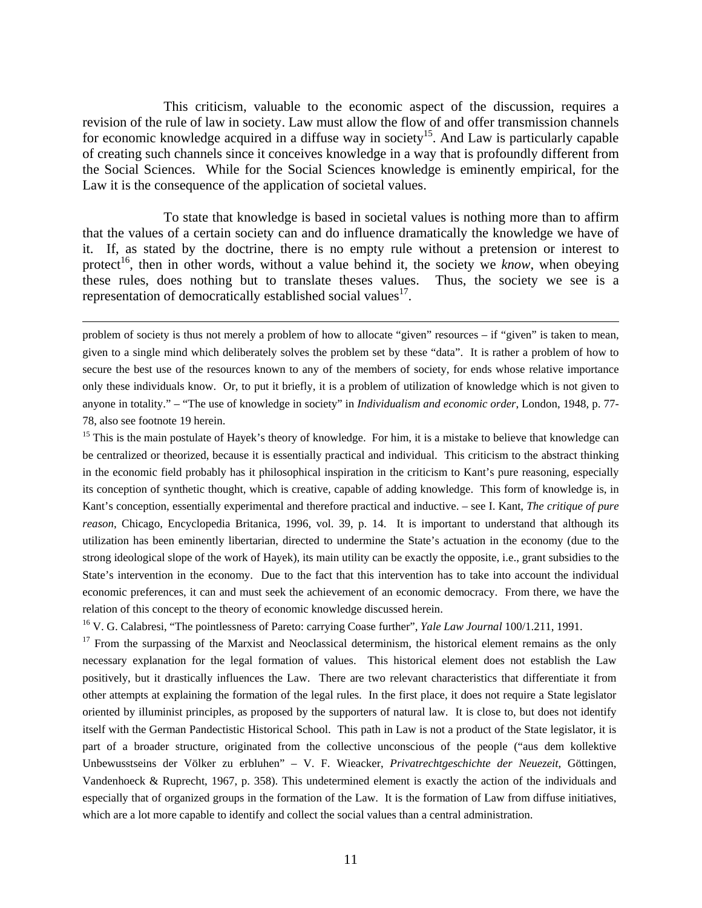This criticism, valuable to the economic aspect of the discussion, requires a revision of the rule of law in society. Law must allow the flow of and offer transmission channels for economic knowledge acquired in a diffuse way in society[15]. And Law is particularly capable of creating such channels since it conceives knowledge in a way that is profoundly different from the Social Sciences. While for the Social Sciences knowledge is eminently empirical, for the Law it is the consequence of the application of societal values.

To state that knowledge is based in societal values is nothing more than to affirm that the values of a certain society can and do influence dramatically the knowledge we have of it. If, as stated by the doctrine, there is no empty rule without a pretension or interest to protect[16], then in other words, without a value behind it, the society we *know*, when obeying these rules, does nothing but to translate theses values. Thus, the society we see is a representation of democratically established social values[17].

---

problem of society is thus not merely a problem of how to allocate "given" resources – if "given" is taken to mean, given to a single mind which deliberately solves the problem set by these "data". It is rather a problem of how to secure the best use of the resources known to any of the members of society, for ends whose relative importance only these individuals know. Or, to put it briefly, it is a problem of utilization of knowledge which is not given to anyone in totality." – "The use of knowledge in society" in *Individualism and economic order*, London, 1948, p. 77-78, also see footnote 19 herein.

[15] This is the main postulate of Hayek's theory of knowledge. For him, it is a mistake to believe that knowledge can be centralized or theorized, because it is essentially practical and individual. This criticism to the abstract thinking in the economic field probably has it philosophical inspiration in the criticism to Kant's pure reasoning, especially its conception of synthetic thought, which is creative, capable of adding knowledge. This form of knowledge is, in Kant's conception, essentially experimental and therefore practical and inductive. – see I. Kant, *The critique of pure reason*, Chicago, Encyclopedia Britanica, 1996, vol. 39, p. 14. It is important to understand that although its utilization has been eminently libertarian, directed to undermine the State's actuation in the economy (due to the strong ideological slope of the work of Hayek), its main utility can be exactly the opposite, i.e., grant subsidies to the State's intervention in the economy. Due to the fact that this intervention has to take into account the individual economic preferences, it can and must seek the achievement of an economic democracy. From there, we have the relation of this concept to the theory of economic knowledge discussed herein.

[16] V. G. Calabresi, "The pointlessness of Pareto: carrying Coase further", *Yale Law Journal* 100/1.211, 1991.

[17] From the surpassing of the Marxist and Neoclassical determinism, the historical element remains as the only necessary explanation for the legal formation of values. This historical element does not establish the Law positively, but it drastically influences the Law. There are two relevant characteristics that differentiate it from other attempts at explaining the formation of the legal rules. In the first place, it does not require a State legislator oriented by illuminist principles, as proposed by the supporters of natural law. It is close to, but does not identify itself with the German Pandectistic Historical School. This path in Law is not a product of the State legislator, it is part of a broader structure, originated from the collective unconscious of the people ("aus dem kollektive Unbewusstseins der Völker zu erbluhen" – V. F. Wieacker, *Privatrechtgeschichte der Neuezeit*, Göttingen, Vandenhoeck & Ruprecht, 1967, p. 358). This undetermined element is exactly the action of the individuals and especially that of organized groups in the formation of the Law. It is the formation of Law from diffuse initiatives, which are a lot more capable to identify and collect the social values than a central administration.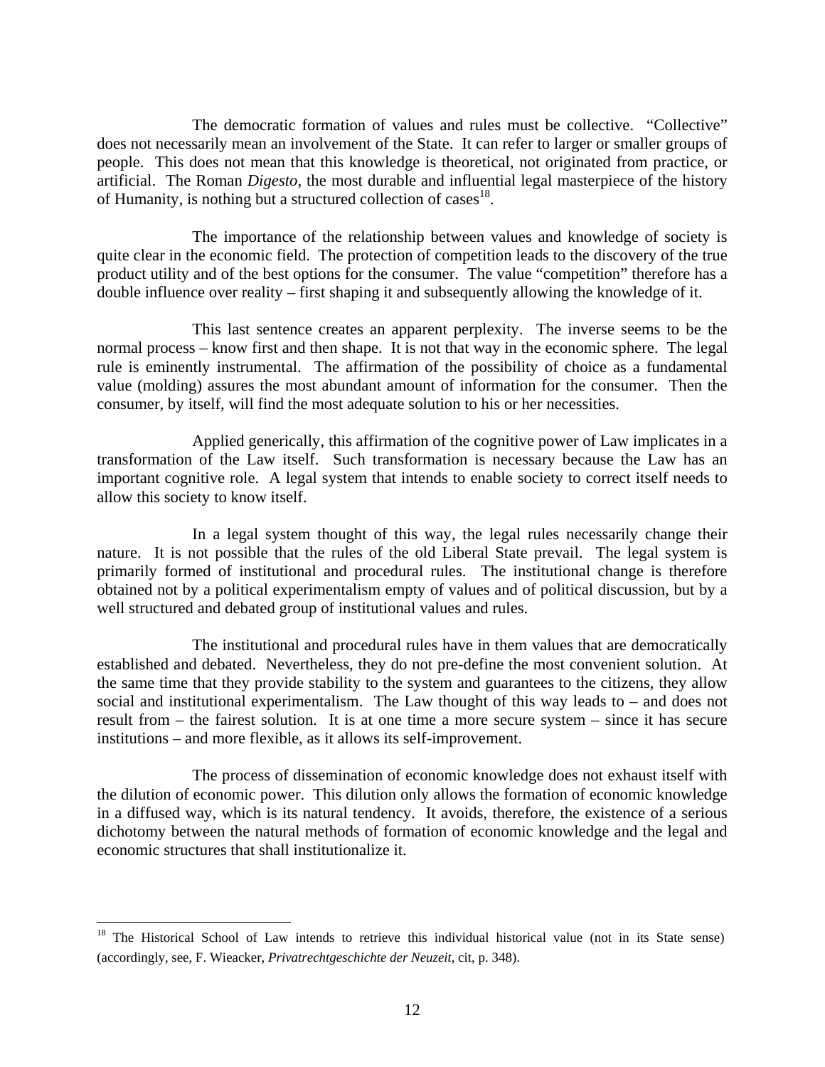The democratic formation of values and rules must be collective. "Collective" does not necessarily mean an involvement of the State. It can refer to larger or smaller groups of people. This does not mean that this knowledge is theoretical, not originated from practice, or artificial. The Roman *Digesto*, the most durable and influential legal masterpiece of the history of Humanity, is nothing but a structured collection of cases[18].

The importance of the relationship between values and knowledge of society is quite clear in the economic field. The protection of competition leads to the discovery of the true product utility and of the best options for the consumer. The value "competition" therefore has a double influence over reality – first shaping it and subsequently allowing the knowledge of it.

This last sentence creates an apparent perplexity. The inverse seems to be the normal process – know first and then shape. It is not that way in the economic sphere. The legal rule is eminently instrumental. The affirmation of the possibility of choice as a fundamental value (molding) assures the most abundant amount of information for the consumer. Then the consumer, by itself, will find the most adequate solution to his or her necessities.

Applied generically, this affirmation of the cognitive power of Law implicates in a transformation of the Law itself. Such transformation is necessary because the Law has an important cognitive role. A legal system that intends to enable society to correct itself needs to allow this society to know itself.

In a legal system thought of this way, the legal rules necessarily change their nature. It is not possible that the rules of the old Liberal State prevail. The legal system is primarily formed of institutional and procedural rules. The institutional change is therefore obtained not by a political experimentalism empty of values and of political discussion, but by a well structured and debated group of institutional values and rules.

The institutional and procedural rules have in them values that are democratically established and debated. Nevertheless, they do not pre-define the most convenient solution. At the same time that they provide stability to the system and guarantees to the citizens, they allow social and institutional experimentalism. The Law thought of this way leads to – and does not result from – the fairest solution. It is at one time a more secure system – since it has secure institutions – and more flexible, as it allows its self-improvement.

The process of dissemination of economic knowledge does not exhaust itself with the dilution of economic power. This dilution only allows the formation of economic knowledge in a diffused way, which is its natural tendency. It avoids, therefore, the existence of a serious dichotomy between the natural methods of formation of economic knowledge and the legal and economic structures that shall institutionalize it.

---

[18] The Historical School of Law intends to retrieve this individual historical value (not in its State sense) (accordingly, see, F. Wieacker, *Privatrechtgeschichte der Neuzeit*, cit, p. 348).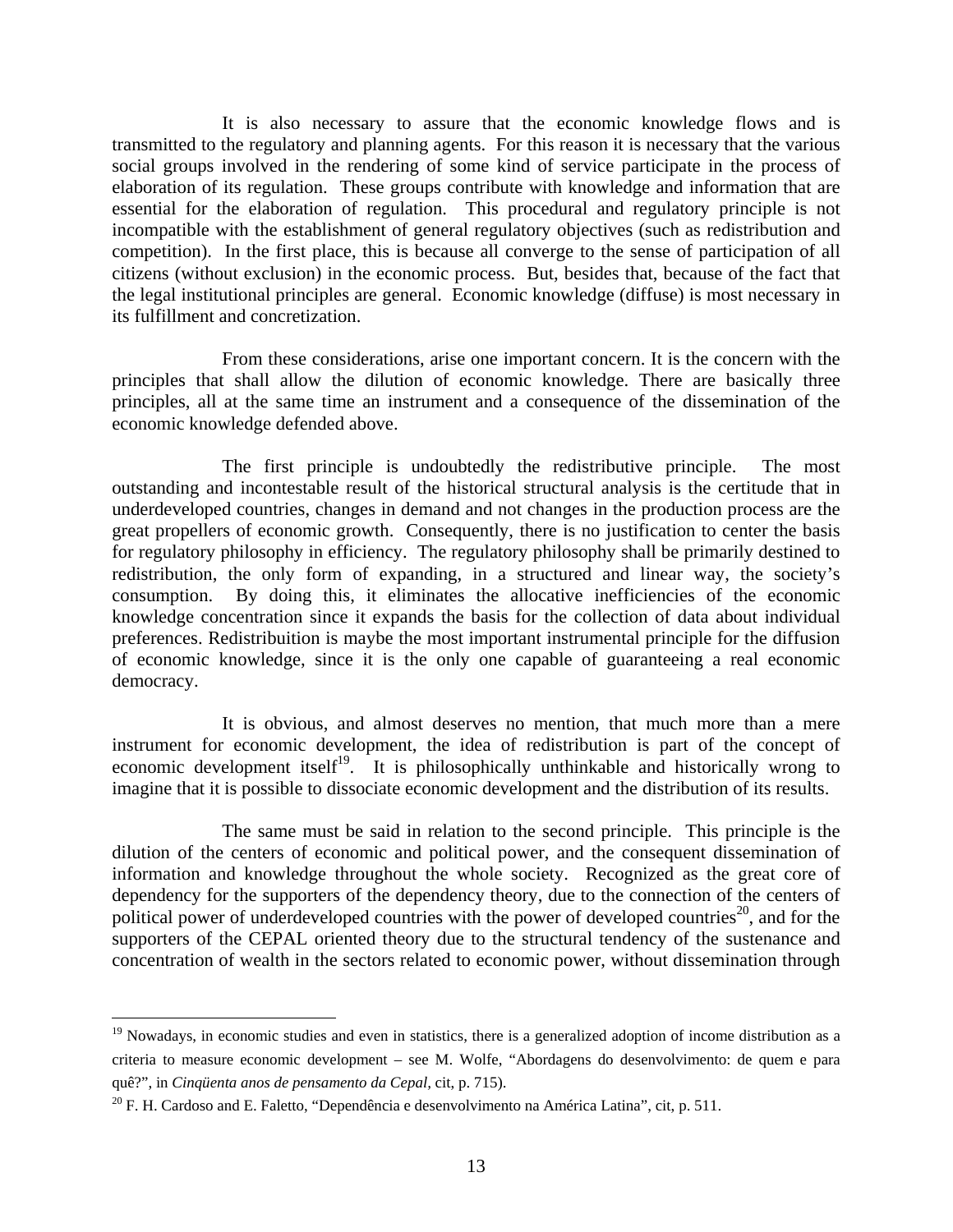It is also necessary to assure that the economic knowledge flows and is transmitted to the regulatory and planning agents. For this reason it is necessary that the various social groups involved in the rendering of some kind of service participate in the process of elaboration of its regulation. These groups contribute with knowledge and information that are essential for the elaboration of regulation. This procedural and regulatory principle is not incompatible with the establishment of general regulatory objectives (such as redistribution and competition). In the first place, this is because all converge to the sense of participation of all citizens (without exclusion) in the economic process. But, besides that, because of the fact that the legal institutional principles are general. Economic knowledge (diffuse) is most necessary in its fulfillment and concretization.

From these considerations, arise one important concern. It is the concern with the principles that shall allow the dilution of economic knowledge. There are basically three principles, all at the same time an instrument and a consequence of the dissemination of the economic knowledge defended above.

The first principle is undoubtedly the redistributive principle. The most outstanding and incontestable result of the historical structural analysis is the certitude that in underdeveloped countries, changes in demand and not changes in the production process are the great propellers of economic growth. Consequently, there is no justification to center the basis for regulatory philosophy in efficiency. The regulatory philosophy shall be primarily destined to redistribution, the only form of expanding, in a structured and linear way, the society's consumption. By doing this, it eliminates the allocative inefficiencies of the economic knowledge concentration since it expands the basis for the collection of data about individual preferences. Redistribuition is maybe the most important instrumental principle for the diffusion of economic knowledge, since it is the only one capable of guaranteeing a real economic democracy.

It is obvious, and almost deserves no mention, that much more than a mere instrument for economic development, the idea of redistribution is part of the concept of economic development itself[19]. It is philosophically unthinkable and historically wrong to imagine that it is possible to dissociate economic development and the distribution of its results.

The same must be said in relation to the second principle. This principle is the dilution of the centers of economic and political power, and the consequent dissemination of information and knowledge throughout the whole society. Recognized as the great core of dependency for the supporters of the dependency theory, due to the connection of the centers of political power of underdeveloped countries with the power of developed countries[20], and for the supporters of the CEPAL oriented theory due to the structural tendency of the sustenance and concentration of wealth in the sectors related to economic power, without dissemination through

---

[19] Nowadays, in economic studies and even in statistics, there is a generalized adoption of income distribution as a criteria to measure economic development – see M. Wolfe, "Abordagens do desenvolvimento: de quem e para quê?", in *Cinqüenta anos de pensamento da Cepal*, cit, p. 715).

[20] F. H. Cardoso and E. Faletto, "Dependência e desenvolvimento na América Latina", cit, p. 511.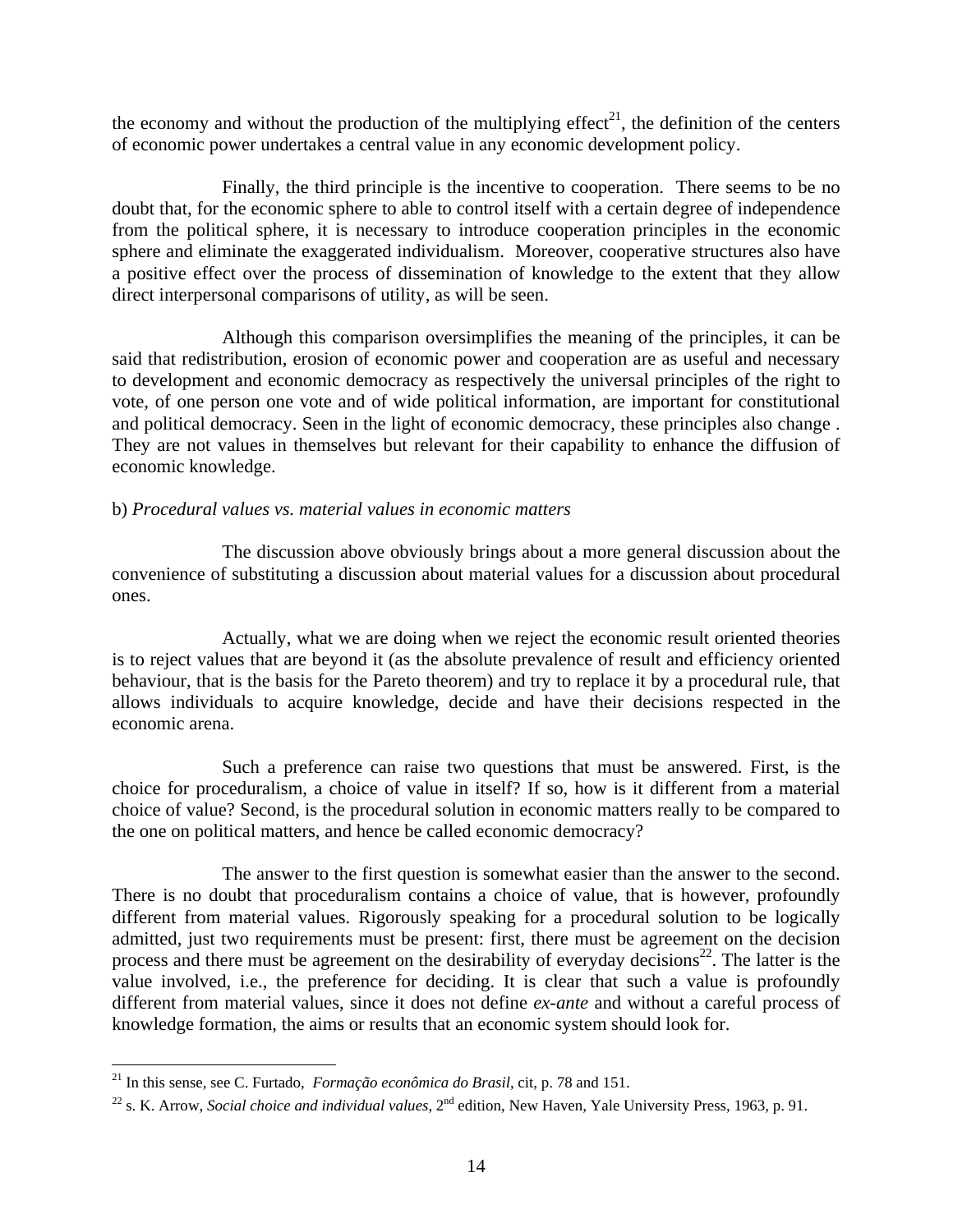the economy and without the production of the multiplying effect[21], the definition of the centers of economic power undertakes a central value in any economic development policy.

Finally, the third principle is the incentive to cooperation. There seems to be no doubt that, for the economic sphere to able to control itself with a certain degree of independence from the political sphere, it is necessary to introduce cooperation principles in the economic sphere and eliminate the exaggerated individualism. Moreover, cooperative structures also have a positive effect over the process of dissemination of knowledge to the extent that they allow direct interpersonal comparisons of utility, as will be seen.

Although this comparison oversimplifies the meaning of the principles, it can be said that redistribution, erosion of economic power and cooperation are as useful and necessary to development and economic democracy as respectively the universal principles of the right to vote, of one person one vote and of wide political information, are important for constitutional and political democracy. Seen in the light of economic democracy, these principles also change . They are not values in themselves but relevant for their capability to enhance the diffusion of economic knowledge.

b) *Procedural values vs. material values in economic matters*

The discussion above obviously brings about a more general discussion about the convenience of substituting a discussion about material values for a discussion about procedural ones.

Actually, what we are doing when we reject the economic result oriented theories is to reject values that are beyond it (as the absolute prevalence of result and efficiency oriented behaviour, that is the basis for the Pareto theorem) and try to replace it by a procedural rule, that allows individuals to acquire knowledge, decide and have their decisions respected in the economic arena.

Such a preference can raise two questions that must be answered. First, is the choice for proceduralism, a choice of value in itself? If so, how is it different from a material choice of value? Second, is the procedural solution in economic matters really to be compared to the one on political matters, and hence be called economic democracy?

The answer to the first question is somewhat easier than the answer to the second. There is no doubt that proceduralism contains a choice of value, that is however, profoundly different from material values. Rigorously speaking for a procedural solution to be logically admitted, just two requirements must be present: first, there must be agreement on the decision process and there must be agreement on the desirability of everyday decisions[22]. The latter is the value involved, i.e., the preference for deciding. It is clear that such a value is profoundly different from material values, since it does not define *ex-ante* and without a careful process of knowledge formation, the aims or results that an economic system should look for.

---

[21] In this sense, see C. Furtado, *Formação econômica do Brasil*, cit, p. 78 and 151.

[22] s. K. Arrow, *Social choice and individual values*, 2nd edition, New Haven, Yale University Press, 1963, p. 91.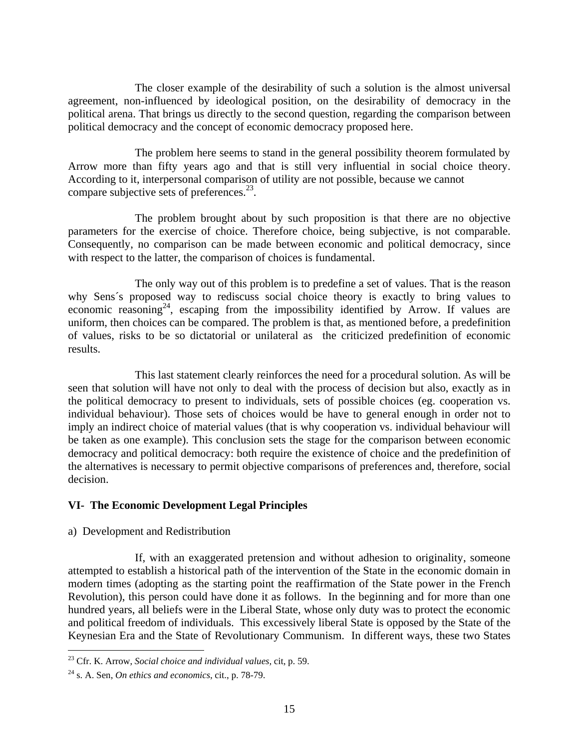The closer example of the desirability of such a solution is the almost universal agreement, non-influenced by ideological position, on the desirability of democracy in the political arena. That brings us directly to the second question, regarding the comparison between political democracy and the concept of economic democracy proposed here.

The problem here seems to stand in the general possibility theorem formulated by Arrow more than fifty years ago and that is still very influential in social choice theory. According to it, interpersonal comparison of utility are not possible, because we cannot compare subjective sets of preferences.[23].

The problem brought about by such proposition is that there are no objective parameters for the exercise of choice. Therefore choice, being subjective, is not comparable. Consequently, no comparison can be made between economic and political democracy, since with respect to the latter, the comparison of choices is fundamental.

The only way out of this problem is to predefine a set of values. That is the reason why Sens´s proposed way to rediscuss social choice theory is exactly to bring values to economic reasoning[24], escaping from the impossibility identified by Arrow. If values are uniform, then choices can be compared. The problem is that, as mentioned before, a predefinition of values, risks to be so dictatorial or unilateral as the criticized predefinition of economic results.

This last statement clearly reinforces the need for a procedural solution. As will be seen that solution will have not only to deal with the process of decision but also, exactly as in the political democracy to present to individuals, sets of possible choices (eg. cooperation vs. individual behaviour). Those sets of choices would be have to general enough in order not to imply an indirect choice of material values (that is why cooperation vs. individual behaviour will be taken as one example). This conclusion sets the stage for the comparison between economic democracy and political democracy: both require the existence of choice and the predefinition of the alternatives is necessary to permit objective comparisons of preferences and, therefore, social decision.

## VI- The Economic Development Legal Principles

a) Development and Redistribution

If, with an exaggerated pretension and without adhesion to originality, someone attempted to establish a historical path of the intervention of the State in the economic domain in modern times (adopting as the starting point the reaffirmation of the State power in the French Revolution), this person could have done it as follows. In the beginning and for more than one hundred years, all beliefs were in the Liberal State, whose only duty was to protect the economic and political freedom of individuals. This excessively liberal State is opposed by the State of the Keynesian Era and the State of Revolutionary Communism. In different ways, these two States

---

[23] Cfr. K. Arrow, *Social choice and individual values,* cit, p. 59.

[24] s. A. Sen, *On ethics and economics*, cit., p. 78-79.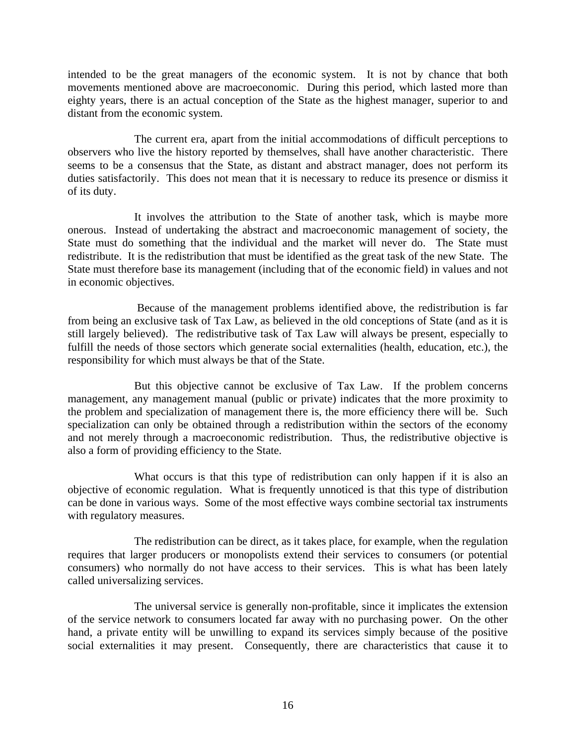intended to be the great managers of the economic system. It is not by chance that both movements mentioned above are macroeconomic. During this period, which lasted more than eighty years, there is an actual conception of the State as the highest manager, superior to and distant from the economic system.

The current era, apart from the initial accommodations of difficult perceptions to observers who live the history reported by themselves, shall have another characteristic. There seems to be a consensus that the State, as distant and abstract manager, does not perform its duties satisfactorily. This does not mean that it is necessary to reduce its presence or dismiss it of its duty.

It involves the attribution to the State of another task, which is maybe more onerous. Instead of undertaking the abstract and macroeconomic management of society, the State must do something that the individual and the market will never do. The State must redistribute. It is the redistribution that must be identified as the great task of the new State. The State must therefore base its management (including that of the economic field) in values and not in economic objectives.

Because of the management problems identified above, the redistribution is far from being an exclusive task of Tax Law, as believed in the old conceptions of State (and as it is still largely believed). The redistributive task of Tax Law will always be present, especially to fulfill the needs of those sectors which generate social externalities (health, education, etc.), the responsibility for which must always be that of the State.

But this objective cannot be exclusive of Tax Law. If the problem concerns management, any management manual (public or private) indicates that the more proximity to the problem and specialization of management there is, the more efficiency there will be. Such specialization can only be obtained through a redistribution within the sectors of the economy and not merely through a macroeconomic redistribution. Thus, the redistributive objective is also a form of providing efficiency to the State.

What occurs is that this type of redistribution can only happen if it is also an objective of economic regulation. What is frequently unnoticed is that this type of distribution can be done in various ways. Some of the most effective ways combine sectorial tax instruments with regulatory measures.

The redistribution can be direct, as it takes place, for example, when the regulation requires that larger producers or monopolists extend their services to consumers (or potential consumers) who normally do not have access to their services. This is what has been lately called universalizing services.

The universal service is generally non-profitable, since it implicates the extension of the service network to consumers located far away with no purchasing power. On the other hand, a private entity will be unwilling to expand its services simply because of the positive social externalities it may present. Consequently, there are characteristics that cause it to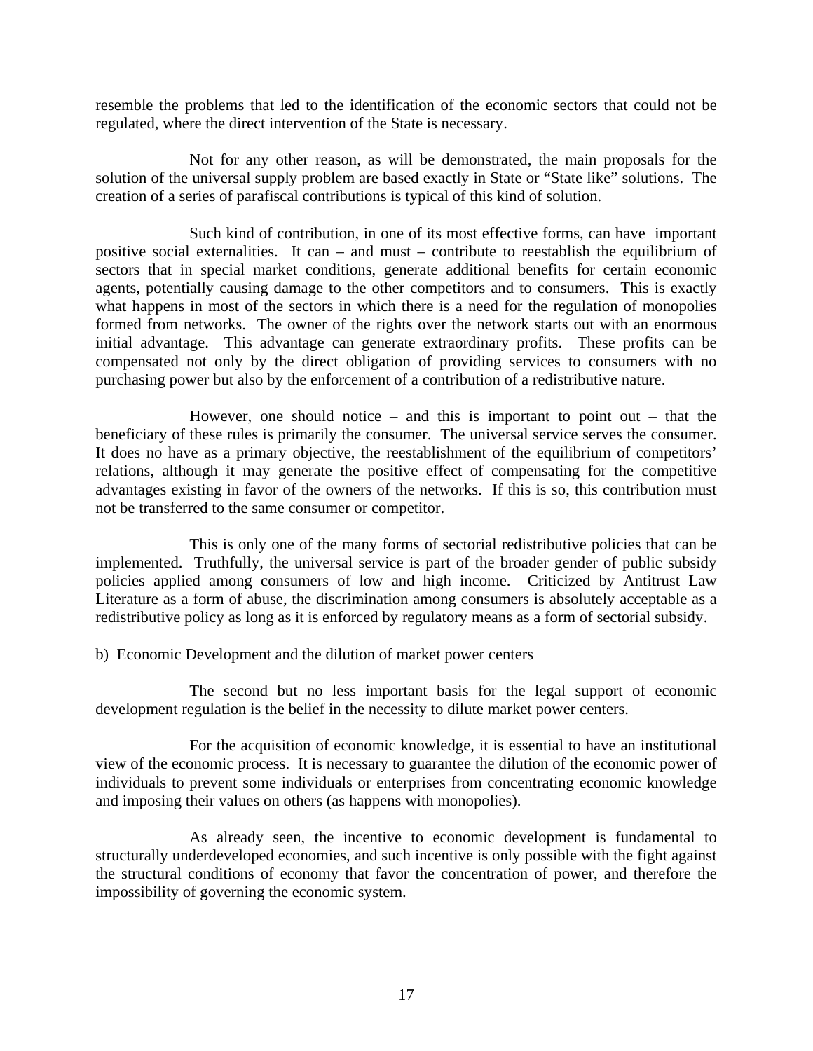resemble the problems that led to the identification of the economic sectors that could not be regulated, where the direct intervention of the State is necessary.

Not for any other reason, as will be demonstrated, the main proposals for the solution of the universal supply problem are based exactly in State or "State like" solutions. The creation of a series of parafiscal contributions is typical of this kind of solution.

Such kind of contribution, in one of its most effective forms, can have important positive social externalities. It can – and must – contribute to reestablish the equilibrium of sectors that in special market conditions, generate additional benefits for certain economic agents, potentially causing damage to the other competitors and to consumers. This is exactly what happens in most of the sectors in which there is a need for the regulation of monopolies formed from networks. The owner of the rights over the network starts out with an enormous initial advantage. This advantage can generate extraordinary profits. These profits can be compensated not only by the direct obligation of providing services to consumers with no purchasing power but also by the enforcement of a contribution of a redistributive nature.

However, one should notice – and this is important to point out – that the beneficiary of these rules is primarily the consumer. The universal service serves the consumer. It does no have as a primary objective, the reestablishment of the equilibrium of competitors' relations, although it may generate the positive effect of compensating for the competitive advantages existing in favor of the owners of the networks. If this is so, this contribution must not be transferred to the same consumer or competitor.

This is only one of the many forms of sectorial redistributive policies that can be implemented. Truthfully, the universal service is part of the broader gender of public subsidy policies applied among consumers of low and high income. Criticized by Antitrust Law Literature as a form of abuse, the discrimination among consumers is absolutely acceptable as a redistributive policy as long as it is enforced by regulatory means as a form of sectorial subsidy.

b) Economic Development and the dilution of market power centers

The second but no less important basis for the legal support of economic development regulation is the belief in the necessity to dilute market power centers.

For the acquisition of economic knowledge, it is essential to have an institutional view of the economic process. It is necessary to guarantee the dilution of the economic power of individuals to prevent some individuals or enterprises from concentrating economic knowledge and imposing their values on others (as happens with monopolies).

As already seen, the incentive to economic development is fundamental to structurally underdeveloped economies, and such incentive is only possible with the fight against the structural conditions of economy that favor the concentration of power, and therefore the impossibility of governing the economic system.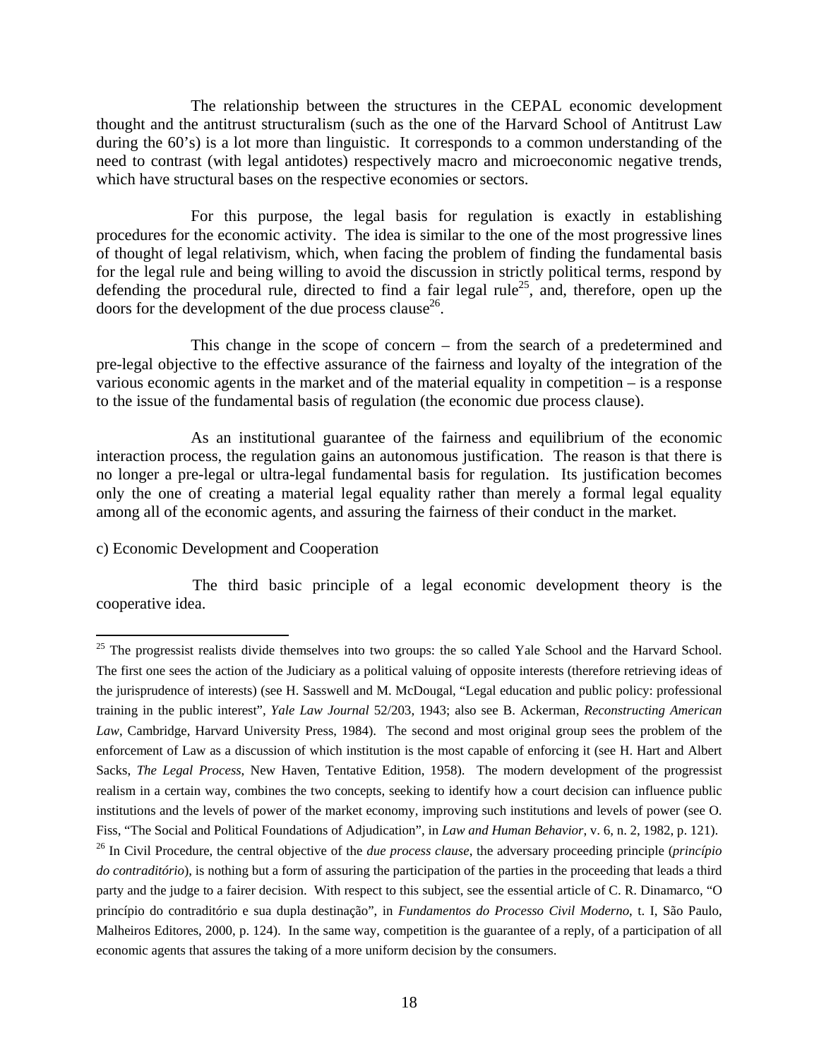The relationship between the structures in the CEPAL economic development thought and the antitrust structuralism (such as the one of the Harvard School of Antitrust Law during the 60's) is a lot more than linguistic. It corresponds to a common understanding of the need to contrast (with legal antidotes) respectively macro and microeconomic negative trends, which have structural bases on the respective economies or sectors.

For this purpose, the legal basis for regulation is exactly in establishing procedures for the economic activity. The idea is similar to the one of the most progressive lines of thought of legal relativism, which, when facing the problem of finding the fundamental basis for the legal rule and being willing to avoid the discussion in strictly political terms, respond by defending the procedural rule, directed to find a fair legal rule[25], and, therefore, open up the doors for the development of the due process clause[26].

This change in the scope of concern – from the search of a predetermined and pre-legal objective to the effective assurance of the fairness and loyalty of the integration of the various economic agents in the market and of the material equality in competition – is a response to the issue of the fundamental basis of regulation (the economic due process clause).

As an institutional guarantee of the fairness and equilibrium of the economic interaction process, the regulation gains an autonomous justification. The reason is that there is no longer a pre-legal or ultra-legal fundamental basis for regulation. Its justification becomes only the one of creating a material legal equality rather than merely a formal legal equality among all of the economic agents, and assuring the fairness of their conduct in the market.

c) Economic Development and Cooperation

The third basic principle of a legal economic development theory is the cooperative idea.

---

[25] The progressist realists divide themselves into two groups: the so called Yale School and the Harvard School. The first one sees the action of the Judiciary as a political valuing of opposite interests (therefore retrieving ideas of the jurisprudence of interests) (see H. Sasswell and M. McDougal, "Legal education and public policy: professional training in the public interest", *Yale Law Journal* 52/203, 1943; also see B. Ackerman, *Reconstructing American Law*, Cambridge, Harvard University Press, 1984). The second and most original group sees the problem of the enforcement of Law as a discussion of which institution is the most capable of enforcing it (see H. Hart and Albert Sacks, *The Legal Process,* New Haven, Tentative Edition, 1958). The modern development of the progressist realism in a certain way, combines the two concepts, seeking to identify how a court decision can influence public institutions and the levels of power of the market economy, improving such institutions and levels of power (see O. Fiss, "The Social and Political Foundations of Adjudication", in *Law and Human Behavior*, v. 6, n. 2, 1982, p. 121).

[26] In Civil Procedure, the central objective of the *due process clause*, the adversary proceeding principle (*princípio do contraditório*), is nothing but a form of assuring the participation of the parties in the proceeding that leads a third party and the judge to a fairer decision. With respect to this subject, see the essential article of C. R. Dinamarco, "O princípio do contraditório e sua dupla destinação", in *Fundamentos do Processo Civil Moderno*, t. I, São Paulo, Malheiros Editores, 2000, p. 124). In the same way, competition is the guarantee of a reply, of a participation of all economic agents that assures the taking of a more uniform decision by the consumers.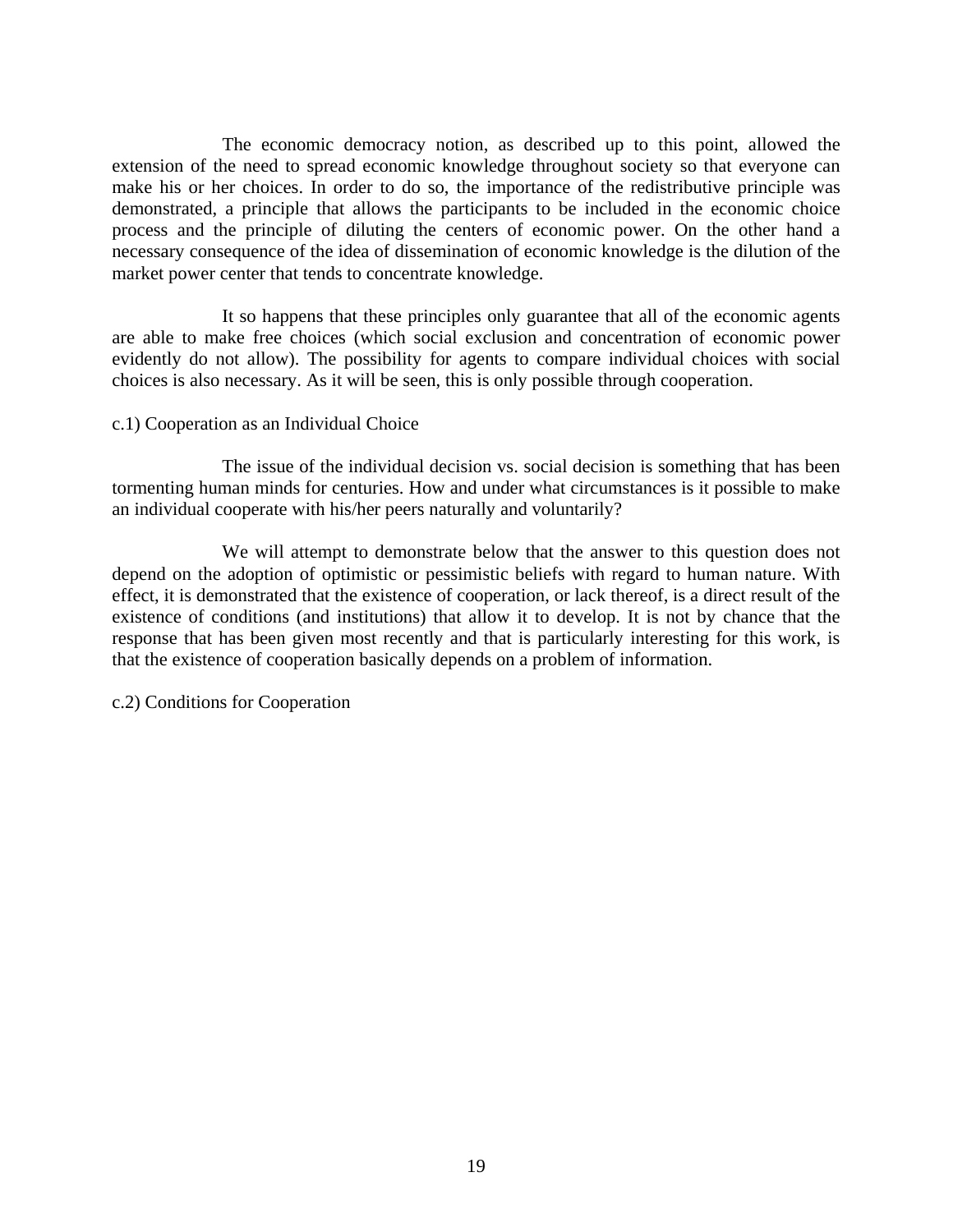The economic democracy notion, as described up to this point, allowed the extension of the need to spread economic knowledge throughout society so that everyone can make his or her choices. In order to do so, the importance of the redistributive principle was demonstrated, a principle that allows the participants to be included in the economic choice process and the principle of diluting the centers of economic power. On the other hand a necessary consequence of the idea of dissemination of economic knowledge is the dilution of the market power center that tends to concentrate knowledge.

It so happens that these principles only guarantee that all of the economic agents are able to make free choices (which social exclusion and concentration of economic power evidently do not allow). The possibility for agents to compare individual choices with social choices is also necessary. As it will be seen, this is only possible through cooperation.

c.1) Cooperation as an Individual Choice

The issue of the individual decision vs. social decision is something that has been tormenting human minds for centuries. How and under what circumstances is it possible to make an individual cooperate with his/her peers naturally and voluntarily?

We will attempt to demonstrate below that the answer to this question does not depend on the adoption of optimistic or pessimistic beliefs with regard to human nature. With effect, it is demonstrated that the existence of cooperation, or lack thereof, is a direct result of the existence of conditions (and institutions) that allow it to develop. It is not by chance that the response that has been given most recently and that is particularly interesting for this work, is that the existence of cooperation basically depends on a problem of information.

c.2) Conditions for Cooperation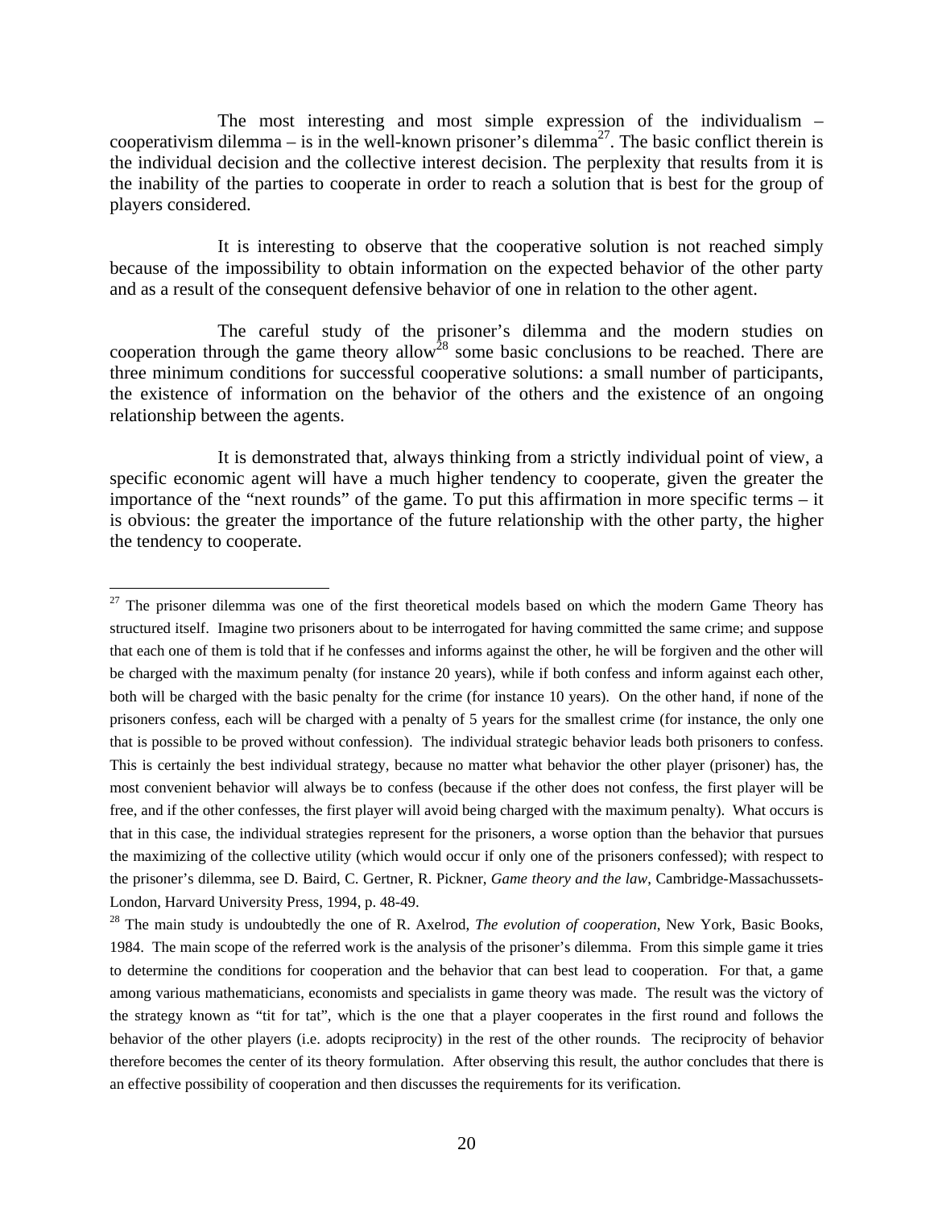The most interesting and most simple expression of the individualism – cooperativism dilemma – is in the well-known prisoner's dilemma[27]. The basic conflict therein is the individual decision and the collective interest decision. The perplexity that results from it is the inability of the parties to cooperate in order to reach a solution that is best for the group of players considered.

It is interesting to observe that the cooperative solution is not reached simply because of the impossibility to obtain information on the expected behavior of the other party and as a result of the consequent defensive behavior of one in relation to the other agent.

The careful study of the prisoner's dilemma and the modern studies on cooperation through the game theory allow[28] some basic conclusions to be reached. There are three minimum conditions for successful cooperative solutions: a small number of participants, the existence of information on the behavior of the others and the existence of an ongoing relationship between the agents.

It is demonstrated that, always thinking from a strictly individual point of view, a specific economic agent will have a much higher tendency to cooperate, given the greater the importance of the "next rounds" of the game. To put this affirmation in more specific terms – it is obvious: the greater the importance of the future relationship with the other party, the higher the tendency to cooperate.

---

[27] The prisoner dilemma was one of the first theoretical models based on which the modern Game Theory has structured itself. Imagine two prisoners about to be interrogated for having committed the same crime; and suppose that each one of them is told that if he confesses and informs against the other, he will be forgiven and the other will be charged with the maximum penalty (for instance 20 years), while if both confess and inform against each other, both will be charged with the basic penalty for the crime (for instance 10 years). On the other hand, if none of the prisoners confess, each will be charged with a penalty of 5 years for the smallest crime (for instance, the only one that is possible to be proved without confession). The individual strategic behavior leads both prisoners to confess. This is certainly the best individual strategy, because no matter what behavior the other player (prisoner) has, the most convenient behavior will always be to confess (because if the other does not confess, the first player will be free, and if the other confesses, the first player will avoid being charged with the maximum penalty). What occurs is that in this case, the individual strategies represent for the prisoners, a worse option than the behavior that pursues the maximizing of the collective utility (which would occur if only one of the prisoners confessed); with respect to the prisoner's dilemma, see D. Baird, C. Gertner, R. Pickner, *Game theory and the law*, Cambridge-Massachussets-London, Harvard University Press, 1994, p. 48-49.

[28] The main study is undoubtedly the one of R. Axelrod, *The evolution of cooperation*, New York, Basic Books, 1984. The main scope of the referred work is the analysis of the prisoner's dilemma. From this simple game it tries to determine the conditions for cooperation and the behavior that can best lead to cooperation. For that, a game among various mathematicians, economists and specialists in game theory was made. The result was the victory of the strategy known as "tit for tat", which is the one that a player cooperates in the first round and follows the behavior of the other players (i.e. adopts reciprocity) in the rest of the other rounds. The reciprocity of behavior therefore becomes the center of its theory formulation. After observing this result, the author concludes that there is an effective possibility of cooperation and then discusses the requirements for its verification.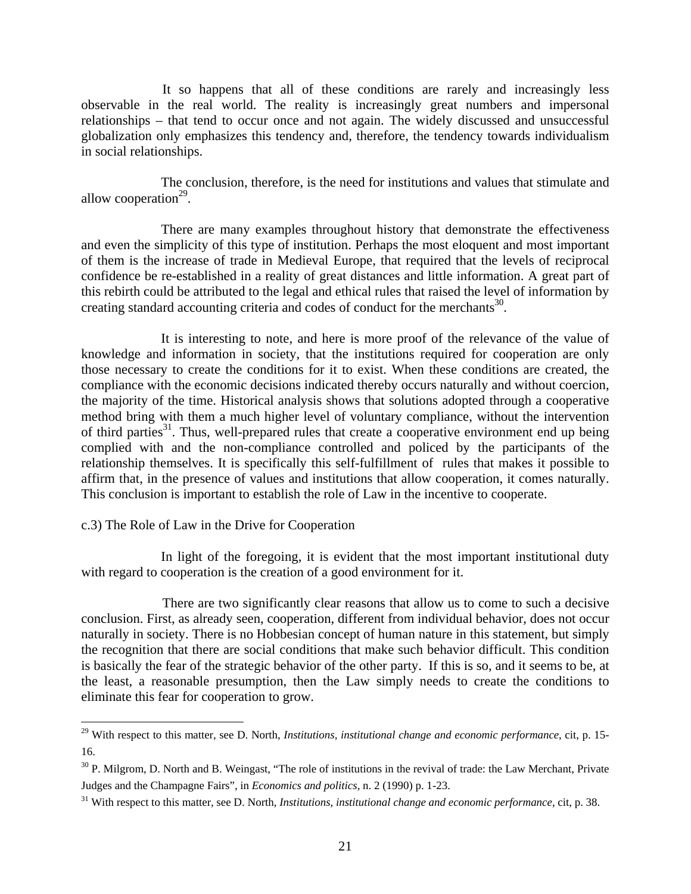It so happens that all of these conditions are rarely and increasingly less observable in the real world. The reality is increasingly great numbers and impersonal relationships – that tend to occur once and not again. The widely discussed and unsuccessful globalization only emphasizes this tendency and, therefore, the tendency towards individualism in social relationships.

The conclusion, therefore, is the need for institutions and values that stimulate and allow cooperation[29].

There are many examples throughout history that demonstrate the effectiveness and even the simplicity of this type of institution. Perhaps the most eloquent and most important of them is the increase of trade in Medieval Europe, that required that the levels of reciprocal confidence be re-established in a reality of great distances and little information. A great part of this rebirth could be attributed to the legal and ethical rules that raised the level of information by creating standard accounting criteria and codes of conduct for the merchants[30].

It is interesting to note, and here is more proof of the relevance of the value of knowledge and information in society, that the institutions required for cooperation are only those necessary to create the conditions for it to exist. When these conditions are created, the compliance with the economic decisions indicated thereby occurs naturally and without coercion, the majority of the time. Historical analysis shows that solutions adopted through a cooperative method bring with them a much higher level of voluntary compliance, without the intervention of third parties[31]. Thus, well-prepared rules that create a cooperative environment end up being complied with and the non-compliance controlled and policed by the participants of the relationship themselves. It is specifically this self-fulfillment of rules that makes it possible to affirm that, in the presence of values and institutions that allow cooperation, it comes naturally. This conclusion is important to establish the role of Law in the incentive to cooperate.

c.3) The Role of Law in the Drive for Cooperation

In light of the foregoing, it is evident that the most important institutional duty with regard to cooperation is the creation of a good environment for it.

There are two significantly clear reasons that allow us to come to such a decisive conclusion. First, as already seen, cooperation, different from individual behavior, does not occur naturally in society. There is no Hobbesian concept of human nature in this statement, but simply the recognition that there are social conditions that make such behavior difficult. This condition is basically the fear of the strategic behavior of the other party. If this is so, and it seems to be, at the least, a reasonable presumption, then the Law simply needs to create the conditions to eliminate this fear for cooperation to grow.

---

[29] With respect to this matter, see D. North, *Institutions, institutional change and economic performance*, cit, p. 15-16.

[30] P. Milgrom, D. North and B. Weingast, "The role of institutions in the revival of trade: the Law Merchant, Private Judges and the Champagne Fairs", in *Economics and politics*, n. 2 (1990) p. 1-23.

[31] With respect to this matter, see D. North, *Institutions, institutional change and economic performance*, cit, p. 38.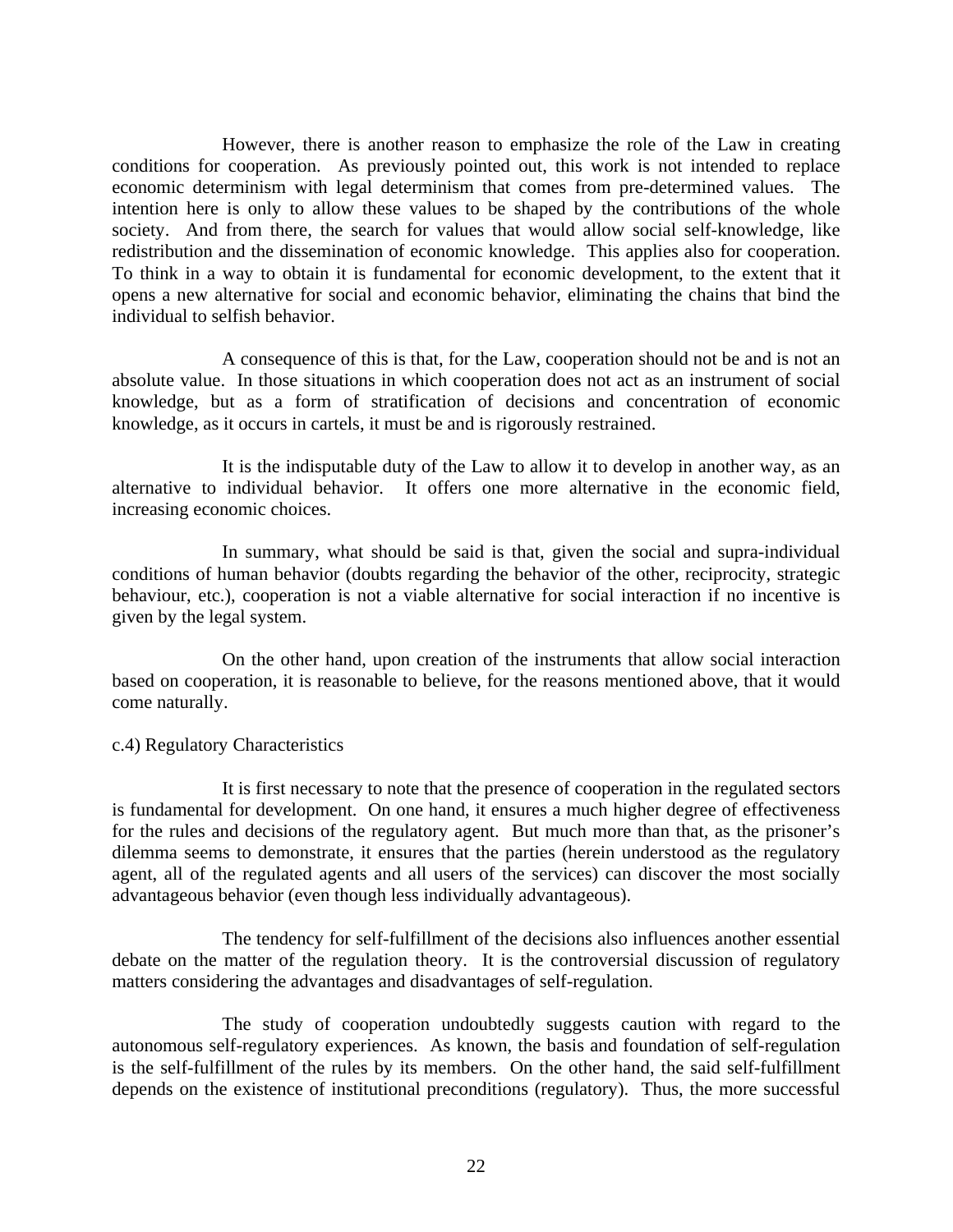However, there is another reason to emphasize the role of the Law in creating conditions for cooperation. As previously pointed out, this work is not intended to replace economic determinism with legal determinism that comes from pre-determined values. The intention here is only to allow these values to be shaped by the contributions of the whole society. And from there, the search for values that would allow social self-knowledge, like redistribution and the dissemination of economic knowledge. This applies also for cooperation. To think in a way to obtain it is fundamental for economic development, to the extent that it opens a new alternative for social and economic behavior, eliminating the chains that bind the individual to selfish behavior.

A consequence of this is that, for the Law, cooperation should not be and is not an absolute value. In those situations in which cooperation does not act as an instrument of social knowledge, but as a form of stratification of decisions and concentration of economic knowledge, as it occurs in cartels, it must be and is rigorously restrained.

It is the indisputable duty of the Law to allow it to develop in another way, as an alternative to individual behavior. It offers one more alternative in the economic field, increasing economic choices.

In summary, what should be said is that, given the social and supra-individual conditions of human behavior (doubts regarding the behavior of the other, reciprocity, strategic behaviour, etc.), cooperation is not a viable alternative for social interaction if no incentive is given by the legal system.

On the other hand, upon creation of the instruments that allow social interaction based on cooperation, it is reasonable to believe, for the reasons mentioned above, that it would come naturally.

c.4) Regulatory Characteristics

It is first necessary to note that the presence of cooperation in the regulated sectors is fundamental for development. On one hand, it ensures a much higher degree of effectiveness for the rules and decisions of the regulatory agent. But much more than that, as the prisoner's dilemma seems to demonstrate, it ensures that the parties (herein understood as the regulatory agent, all of the regulated agents and all users of the services) can discover the most socially advantageous behavior (even though less individually advantageous).

The tendency for self-fulfillment of the decisions also influences another essential debate on the matter of the regulation theory. It is the controversial discussion of regulatory matters considering the advantages and disadvantages of self-regulation.

The study of cooperation undoubtedly suggests caution with regard to the autonomous self-regulatory experiences. As known, the basis and foundation of self-regulation is the self-fulfillment of the rules by its members. On the other hand, the said self-fulfillment depends on the existence of institutional preconditions (regulatory). Thus, the more successful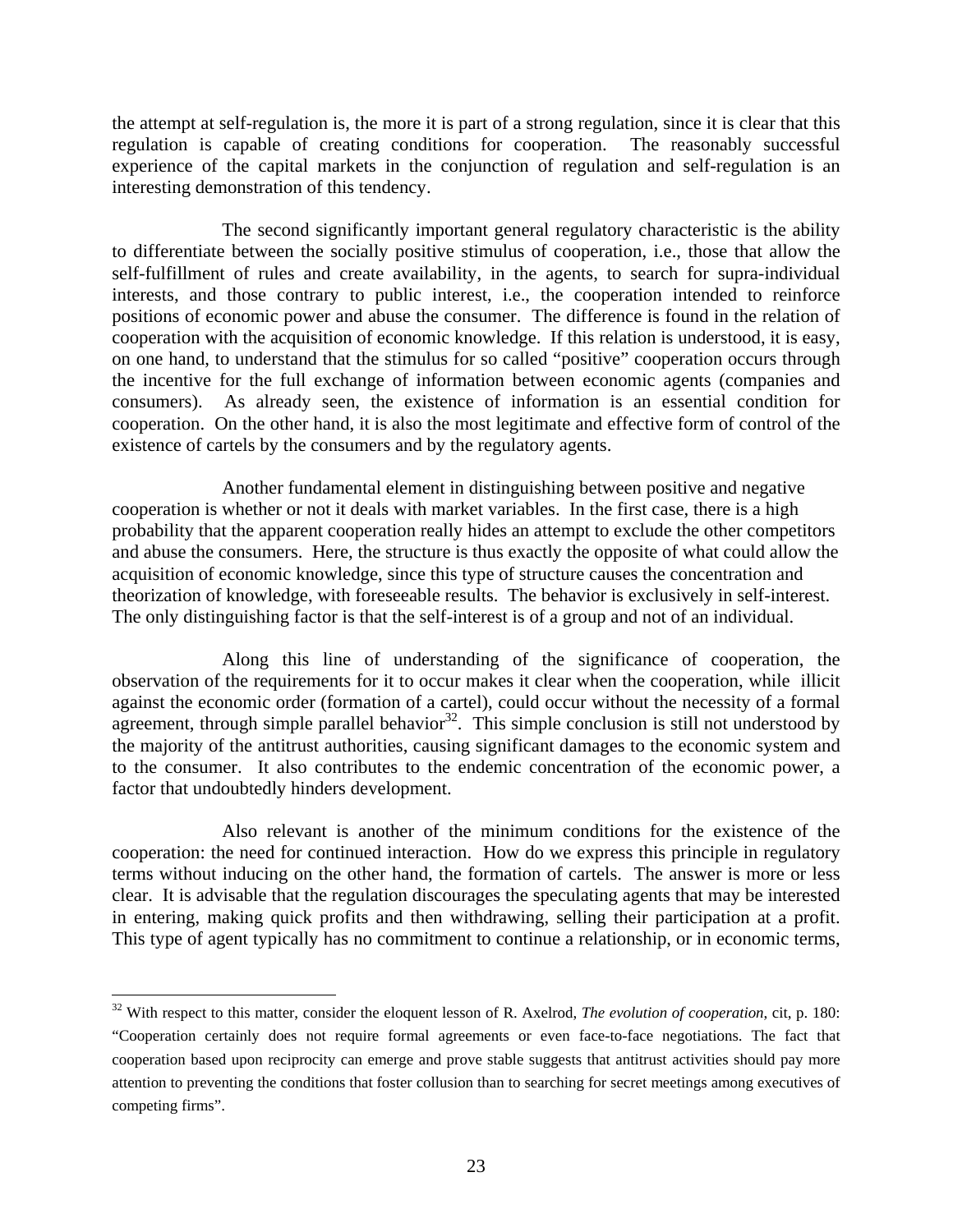the attempt at self-regulation is, the more it is part of a strong regulation, since it is clear that this regulation is capable of creating conditions for cooperation. The reasonably successful experience of the capital markets in the conjunction of regulation and self-regulation is an interesting demonstration of this tendency.

The second significantly important general regulatory characteristic is the ability to differentiate between the socially positive stimulus of cooperation, i.e., those that allow the self-fulfillment of rules and create availability, in the agents, to search for supra-individual interests, and those contrary to public interest, i.e., the cooperation intended to reinforce positions of economic power and abuse the consumer. The difference is found in the relation of cooperation with the acquisition of economic knowledge. If this relation is understood, it is easy, on one hand, to understand that the stimulus for so called "positive" cooperation occurs through the incentive for the full exchange of information between economic agents (companies and consumers). As already seen, the existence of information is an essential condition for cooperation. On the other hand, it is also the most legitimate and effective form of control of the existence of cartels by the consumers and by the regulatory agents.

Another fundamental element in distinguishing between positive and negative cooperation is whether or not it deals with market variables. In the first case, there is a high probability that the apparent cooperation really hides an attempt to exclude the other competitors and abuse the consumers. Here, the structure is thus exactly the opposite of what could allow the acquisition of economic knowledge, since this type of structure causes the concentration and theorization of knowledge, with foreseeable results. The behavior is exclusively in self-interest. The only distinguishing factor is that the self-interest is of a group and not of an individual.

Along this line of understanding of the significance of cooperation, the observation of the requirements for it to occur makes it clear when the cooperation, while illicit against the economic order (formation of a cartel), could occur without the necessity of a formal agreement, through simple parallel behavior[32]. This simple conclusion is still not understood by the majority of the antitrust authorities, causing significant damages to the economic system and to the consumer. It also contributes to the endemic concentration of the economic power, a factor that undoubtedly hinders development.

Also relevant is another of the minimum conditions for the existence of the cooperation: the need for continued interaction. How do we express this principle in regulatory terms without inducing on the other hand, the formation of cartels. The answer is more or less clear. It is advisable that the regulation discourages the speculating agents that may be interested in entering, making quick profits and then withdrawing, selling their participation at a profit. This type of agent typically has no commitment to continue a relationship, or in economic terms,

---

[32] With respect to this matter, consider the eloquent lesson of R. Axelrod, *The evolution of cooperation*, cit, p. 180: "Cooperation certainly does not require formal agreements or even face-to-face negotiations. The fact that cooperation based upon reciprocity can emerge and prove stable suggests that antitrust activities should pay more attention to preventing the conditions that foster collusion than to searching for secret meetings among executives of competing firms".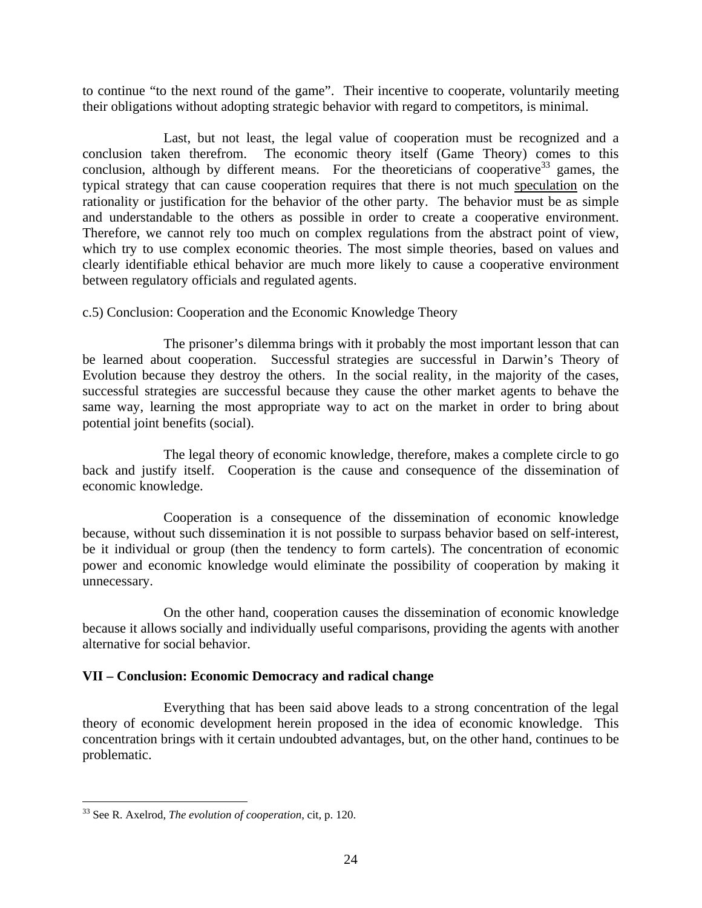to continue "to the next round of the game". Their incentive to cooperate, voluntarily meeting their obligations without adopting strategic behavior with regard to competitors, is minimal.

Last, but not least, the legal value of cooperation must be recognized and a conclusion taken therefrom. The economic theory itself (Game Theory) comes to this conclusion, although by different means. For the theoreticians of cooperative[33] games, the typical strategy that can cause cooperation requires that there is not much speculation on the rationality or justification for the behavior of the other party. The behavior must be as simple and understandable to the others as possible in order to create a cooperative environment. Therefore, we cannot rely too much on complex regulations from the abstract point of view, which try to use complex economic theories. The most simple theories, based on values and clearly identifiable ethical behavior are much more likely to cause a cooperative environment between regulatory officials and regulated agents.

c.5) Conclusion: Cooperation and the Economic Knowledge Theory

The prisoner's dilemma brings with it probably the most important lesson that can be learned about cooperation. Successful strategies are successful in Darwin's Theory of Evolution because they destroy the others. In the social reality, in the majority of the cases, successful strategies are successful because they cause the other market agents to behave the same way, learning the most appropriate way to act on the market in order to bring about potential joint benefits (social).

The legal theory of economic knowledge, therefore, makes a complete circle to go back and justify itself. Cooperation is the cause and consequence of the dissemination of economic knowledge.

Cooperation is a consequence of the dissemination of economic knowledge because, without such dissemination it is not possible to surpass behavior based on self-interest, be it individual or group (then the tendency to form cartels). The concentration of economic power and economic knowledge would eliminate the possibility of cooperation by making it unnecessary.

On the other hand, cooperation causes the dissemination of economic knowledge because it allows socially and individually useful comparisons, providing the agents with another alternative for social behavior.

## VII – Conclusion: Economic Democracy and radical change

Everything that has been said above leads to a strong concentration of the legal theory of economic development herein proposed in the idea of economic knowledge. This concentration brings with it certain undoubted advantages, but, on the other hand, continues to be problematic.

---

[33] See R. Axelrod, *The evolution of cooperation*, cit, p. 120.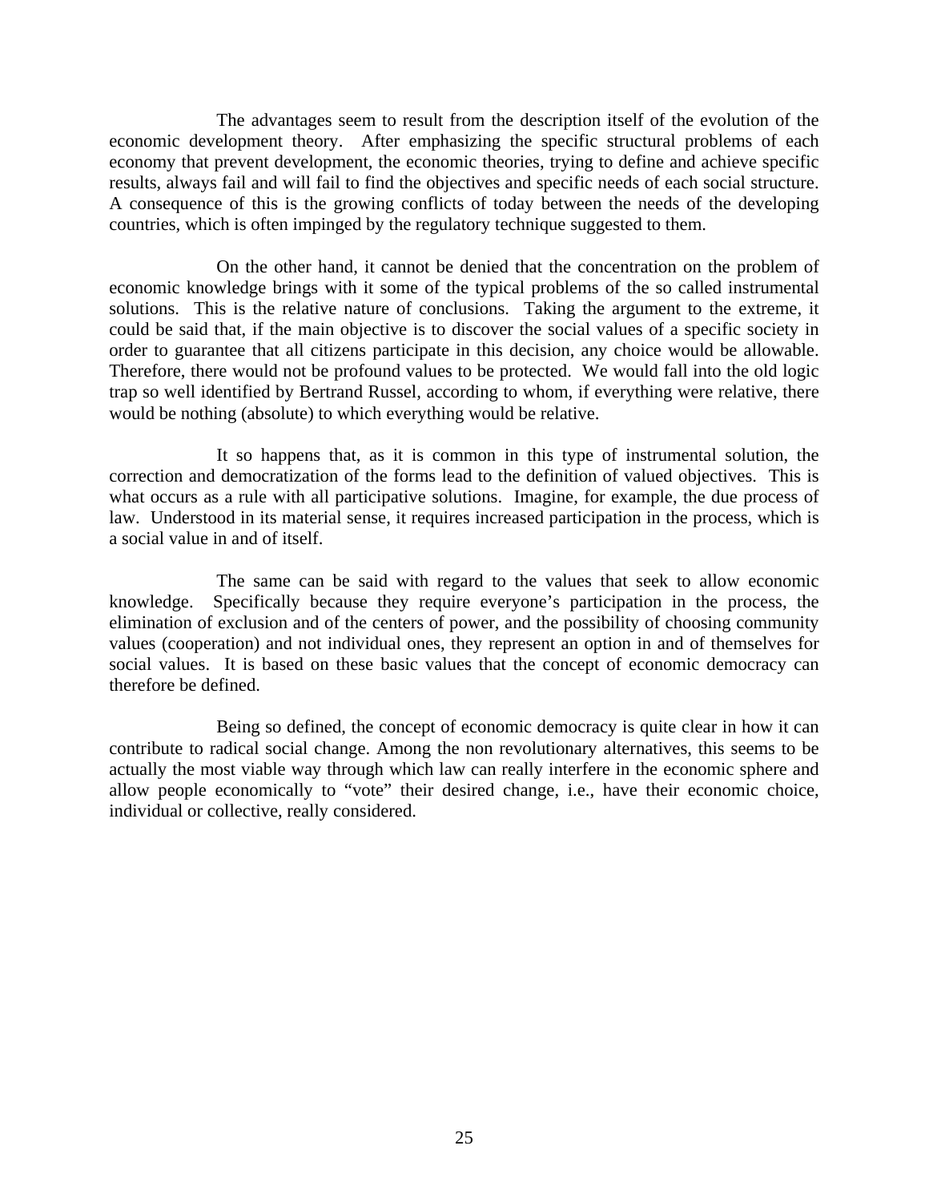The advantages seem to result from the description itself of the evolution of the economic development theory. After emphasizing the specific structural problems of each economy that prevent development, the economic theories, trying to define and achieve specific results, always fail and will fail to find the objectives and specific needs of each social structure. A consequence of this is the growing conflicts of today between the needs of the developing countries, which is often impinged by the regulatory technique suggested to them.

On the other hand, it cannot be denied that the concentration on the problem of economic knowledge brings with it some of the typical problems of the so called instrumental solutions. This is the relative nature of conclusions. Taking the argument to the extreme, it could be said that, if the main objective is to discover the social values of a specific society in order to guarantee that all citizens participate in this decision, any choice would be allowable. Therefore, there would not be profound values to be protected. We would fall into the old logic trap so well identified by Bertrand Russel, according to whom, if everything were relative, there would be nothing (absolute) to which everything would be relative.

It so happens that, as it is common in this type of instrumental solution, the correction and democratization of the forms lead to the definition of valued objectives. This is what occurs as a rule with all participative solutions. Imagine, for example, the due process of law. Understood in its material sense, it requires increased participation in the process, which is a social value in and of itself.

The same can be said with regard to the values that seek to allow economic knowledge. Specifically because they require everyone's participation in the process, the elimination of exclusion and of the centers of power, and the possibility of choosing community values (cooperation) and not individual ones, they represent an option in and of themselves for social values. It is based on these basic values that the concept of economic democracy can therefore be defined.

Being so defined, the concept of economic democracy is quite clear in how it can contribute to radical social change. Among the non revolutionary alternatives, this seems to be actually the most viable way through which law can really interfere in the economic sphere and allow people economically to "vote" their desired change, i.e., have their economic choice, individual or collective, really considered.